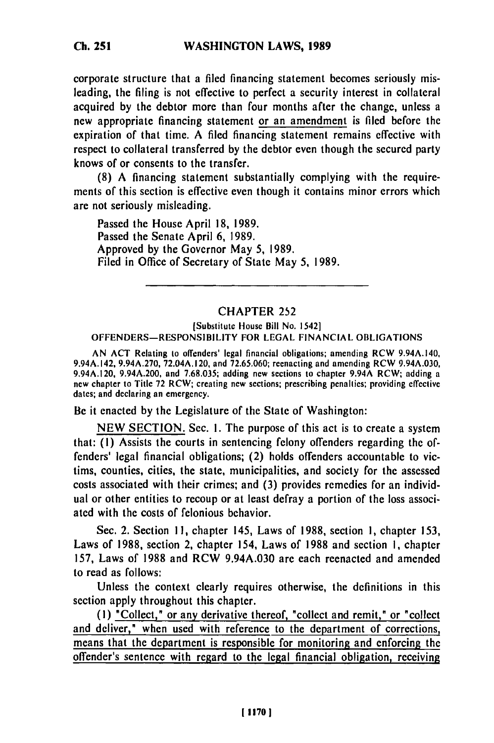corporate structure that a filed financing statement becomes seriously misleading, the filing is not effective to perfect a security interest in collateral acquired by the debtor more than four months after the change, unless a new appropriate financing statement or an amendment is filed before the expiration of that time. A filed financing statement remains effective with respect to collateral transferred by the debtor even though the secured party knows of or consents to the transfer.

(8) A financing statement substantially complying with the requirements of this section is effective even though it contains minor errors which are not seriously misleading.

Passed the House April 18, 1989.
Passed the Senate April 6, 1989.
Approved by the Governor May 5, 1989.
Filed in Office of Secretary of State May 5, 1989.

---

## CHAPTER 252

[Substitute House Bill No. 1542]

### OFFENDERS—RESPONSIBILITY FOR LEGAL FINANCIAL OBLIGATIONS

AN ACT Relating to offenders' legal financial obligations; amending RCW 9.94A.140, 9.94A.142, 9.94A.270, 72.04A.120, and 72.65.060; reenacting and amending RCW 9.94A.030, 9.94A.120, 9.94A.200, and 7.68.035; adding new sections to chapter 9.94A RCW; adding a new chapter to Title 72 RCW; creating new sections; prescribing penalties; providing effective dates; and declaring an emergency.

Be it enacted by the Legislature of the State of Washington:

NEW SECTION. Sec. 1. The purpose of this act is to create a system that: (1) Assists the courts in sentencing felony offenders regarding the offenders' legal financial obligations; (2) holds offenders accountable to victims, counties, cities, the state, municipalities, and society for the assessed costs associated with their crimes; and (3) provides remedies for an individual or other entities to recoup or at least defray a portion of the loss associated with the costs of felonious behavior.

Sec. 2. Section 11, chapter 145, Laws of 1988, section 1, chapter 153, Laws of 1988, section 2, chapter 154, Laws of 1988 and section 1, chapter 157, Laws of 1988 and RCW 9.94A.030 are each reenacted and amended to read as follows:

Unless the context clearly requires otherwise, the definitions in this section apply throughout this chapter.

(1) "Collect," or any derivative thereof, "collect and remit," or "collect and deliver," when used with reference to the department of corrections, means that the department is responsible for monitoring and enforcing the offender's sentence with regard to the legal financial obligation, receiving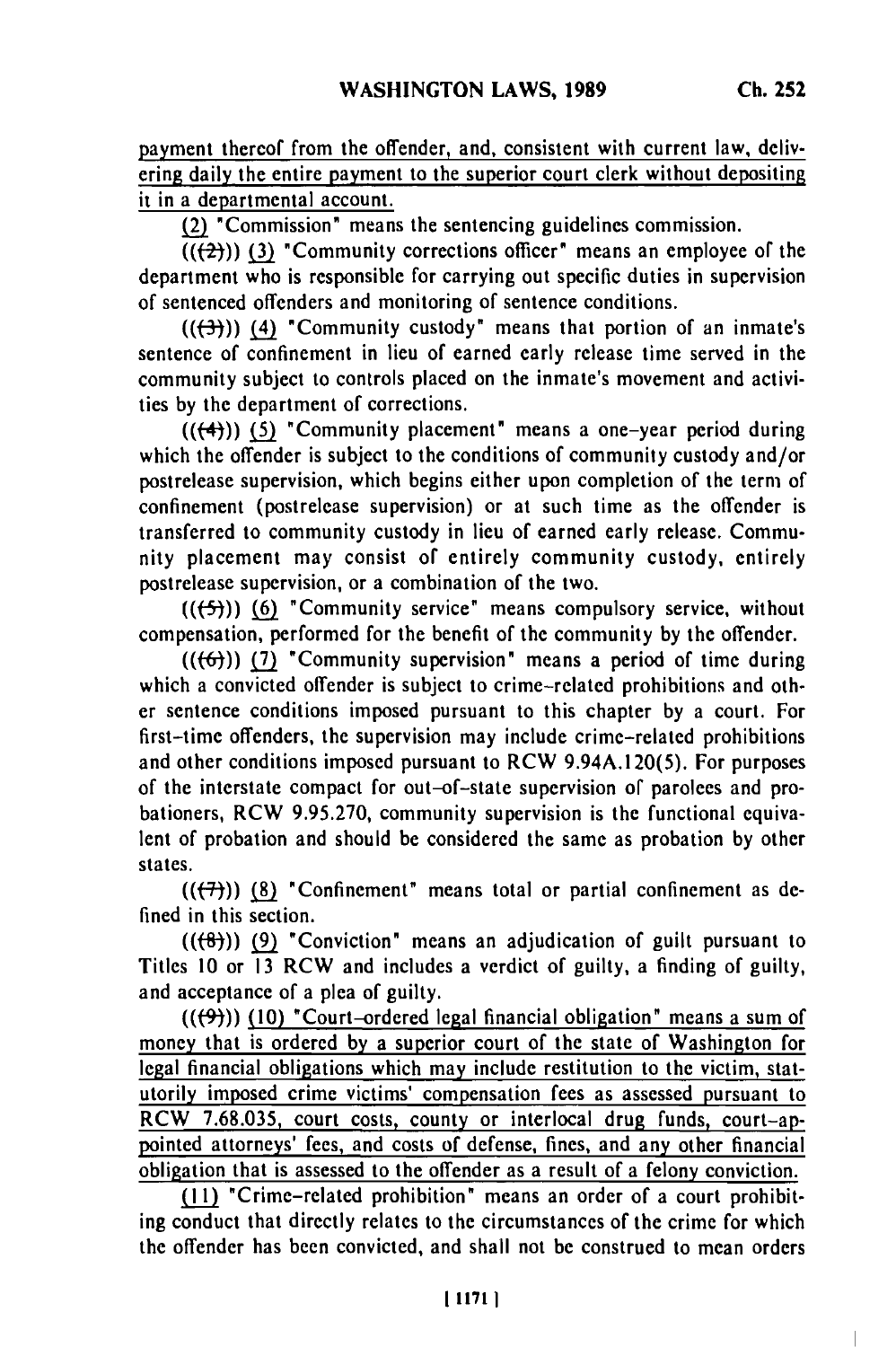payment thereof from the offender, and, consistent with current law, delivering daily the entire payment to the superior court clerk without depositing it in a departmental account.

(2) "Commission" means the sentencing guidelines commission.

(((2))) (3) "Community corrections officer" means an employee of the department who is responsible for carrying out specific duties in supervision of sentenced offenders and monitoring of sentence conditions.

(((3))) (4) "Community custody" means that portion of an inmate's sentence of confinement in lieu of earned early release time served in the community subject to controls placed on the inmate's movement and activities by the department of corrections.

(((4))) (5) "Community placement" means a one-year period during which the offender is subject to the conditions of community custody and/or postrelease supervision, which begins either upon completion of the term of confinement (postrelease supervision) or at such time as the offender is transferred to community custody in lieu of earned early release. Community placement may consist of entirely community custody, entirely postrelease supervision, or a combination of the two.

(((5))) (6) "Community service" means compulsory service, without compensation, performed for the benefit of the community by the offender.

(((6))) (7) "Community supervision" means a period of time during which a convicted offender is subject to crime-related prohibitions and other sentence conditions imposed pursuant to this chapter by a court. For first-time offenders, the supervision may include crime-related prohibitions and other conditions imposed pursuant to RCW 9.94A.120(5). For purposes of the interstate compact for out-of-state supervision of parolees and probationers, RCW 9.95.270, community supervision is the functional equivalent of probation and should be considered the same as probation by other states.

(((7))) (8) "Confinement" means total or partial confinement as defined in this section.

(((8))) (9) "Conviction" means an adjudication of guilt pursuant to Titles 10 or 13 RCW and includes a verdict of guilty, a finding of guilty, and acceptance of a plea of guilty.

(((9))) (10) "Court-ordered legal financial obligation" means a sum of money that is ordered by a superior court of the state of Washington for legal financial obligations which may include restitution to the victim, statutorily imposed crime victims' compensation fees as assessed pursuant to RCW 7.68.035, court costs, county or interlocal drug funds, court-appointed attorneys' fees, and costs of defense, fines, and any other financial obligation that is assessed to the offender as a result of a felony conviction.

(11) "Crime-related prohibition" means an order of a court prohibiting conduct that directly relates to the circumstances of the crime for which the offender has been convicted, and shall not be construed to mean orders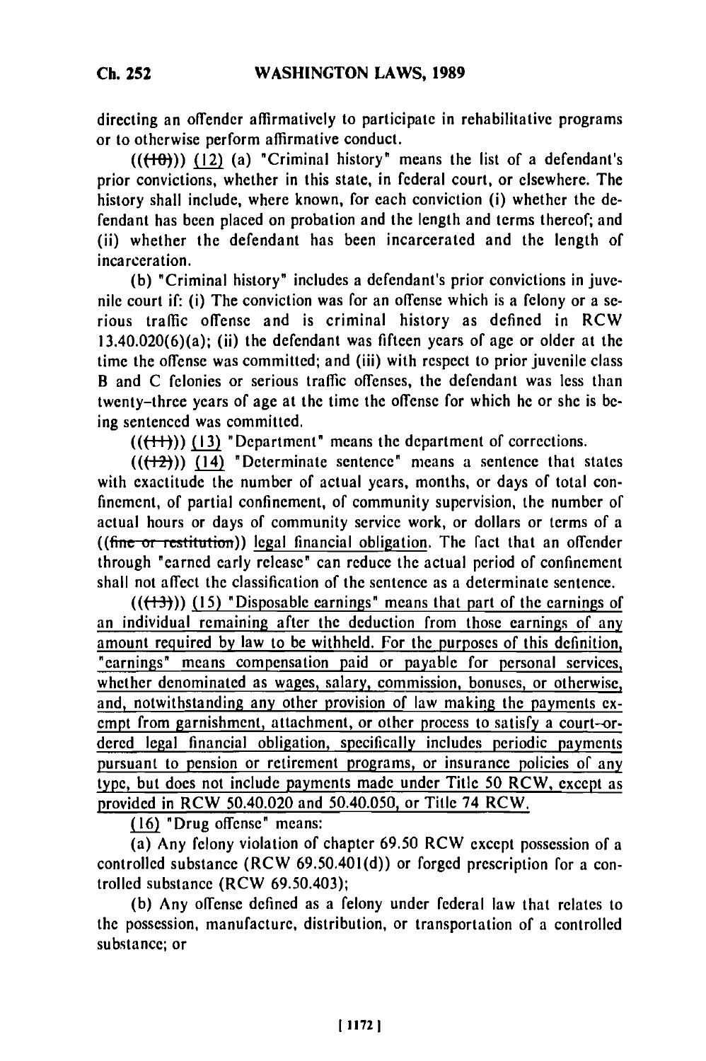directing an offender affirmatively to participate in rehabilitative programs or to otherwise perform affirmative conduct.

(((10))) (12) (a) "Criminal history" means the list of a defendant's prior convictions, whether in this state, in federal court, or elsewhere. The history shall include, where known, for each conviction (i) whether the defendant has been placed on probation and the length and terms thereof; and (ii) whether the defendant has been incarcerated and the length of incarceration.

(b) "Criminal history" includes a defendant's prior convictions in juvenile court if: (i) The conviction was for an offense which is a felony or a serious traffic offense and is criminal history as defined in RCW 13.40.020(6)(a); (ii) the defendant was fifteen years of age or older at the time the offense was committed; and (iii) with respect to prior juvenile class B and C felonies or serious traffic offenses, the defendant was less than twenty-three years of age at the time the offense for which he or she is being sentenced was committed.

(((11))) (13) "Department" means the department of corrections.

(((12))) (14) "Determinate sentence" means a sentence that states with exactitude the number of actual years, months, or days of total confinement, of partial confinement, of community supervision, the number of actual hours or days of community service work, or dollars or terms of a ((~~fine or restitution~~)) legal financial obligation. The fact that an offender through "earned early release" can reduce the actual period of confinement shall not affect the classification of the sentence as a determinate sentence.

(((13))) (15) "Disposable earnings" means that part of the earnings of an individual remaining after the deduction from those earnings of any amount required by law to be withheld. For the purposes of this definition, "earnings" means compensation paid or payable for personal services, whether denominated as wages, salary, commission, bonuses, or otherwise, and, notwithstanding any other provision of law making the payments exempt from garnishment, attachment, or other process to satisfy a court-ordered legal financial obligation, specifically includes periodic payments pursuant to pension or retirement programs, or insurance policies of any type, but does not include payments made under Title 50 RCW, except as provided in RCW 50.40.020 and 50.40.050, or Title 74 RCW.

(16) "Drug offense" means:

(a) Any felony violation of chapter 69.50 RCW except possession of a controlled substance (RCW 69.50.401(d)) or forged prescription for a controlled substance (RCW 69.50.403);

(b) Any offense defined as a felony under federal law that relates to the possession, manufacture, distribution, or transportation of a controlled substance; or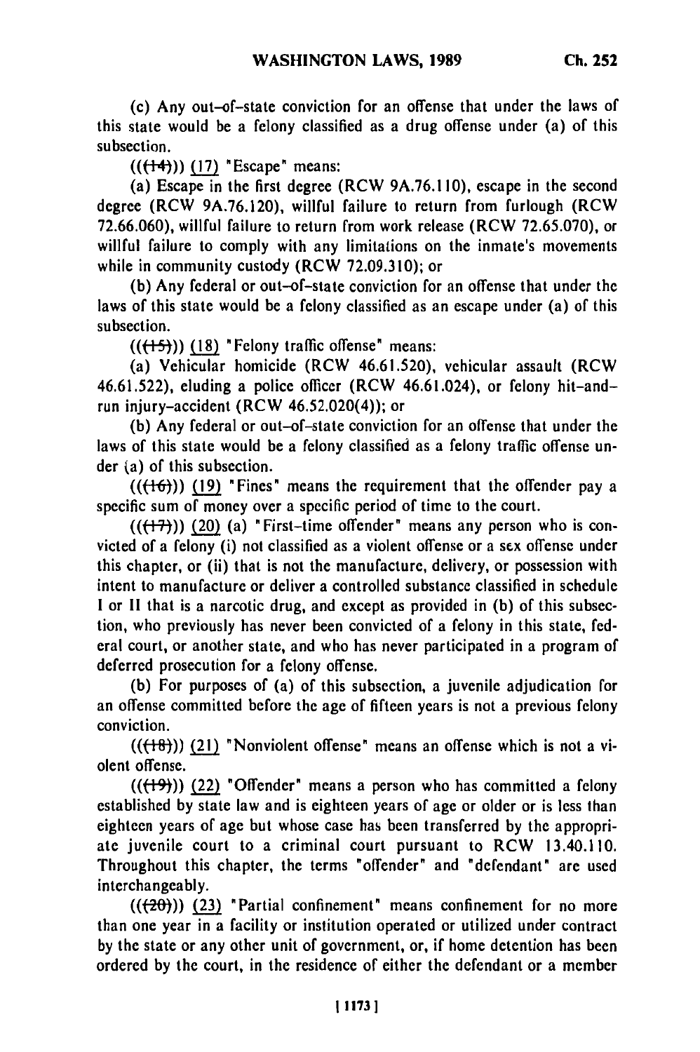(c) Any out-of-state conviction for an offense that under the laws of this state would be a felony classified as a drug offense under (a) of this subsection.

((~~(14)~~)) (17) "Escape" means:

(a) Escape in the first degree (RCW 9A.76.110), escape in the second degree (RCW 9A.76.120), willful failure to return from furlough (RCW 72.66.060), willful failure to return from work release (RCW 72.65.070), or willful failure to comply with any limitations on the inmate's movements while in community custody (RCW 72.09.310); or

(b) Any federal or out-of-state conviction for an offense that under the laws of this state would be a felony classified as an escape under (a) of this subsection.

((~~(15)~~)) (18) "Felony traffic offense" means:

(a) Vehicular homicide (RCW 46.61.520), vehicular assault (RCW 46.61.522), eluding a police officer (RCW 46.61.024), or felony hit-and-run injury-accident (RCW 46.52.020(4)); or

(b) Any federal or out-of-state conviction for an offense that under the laws of this state would be a felony classified as a felony traffic offense under (a) of this subsection.

((~~(16)~~)) (19) "Fines" means the requirement that the offender pay a specific sum of money over a specific period of time to the court.

((~~(17)~~)) (20) (a) "First-time offender" means any person who is convicted of a felony (i) not classified as a violent offense or a sex offense under this chapter, or (ii) that is not the manufacture, delivery, or possession with intent to manufacture or deliver a controlled substance classified in schedule I or II that is a narcotic drug, and except as provided in (b) of this subsection, who previously has never been convicted of a felony in this state, federal court, or another state, and who has never participated in a program of deferred prosecution for a felony offense.

(b) For purposes of (a) of this subsection, a juvenile adjudication for an offense committed before the age of fifteen years is not a previous felony conviction.

((~~(18)~~)) (21) "Nonviolent offense" means an offense which is not a violent offense.

((~~(19)~~)) (22) "Offender" means a person who has committed a felony established by state law and is eighteen years of age or older or is less than eighteen years of age but whose case has been transferred by the appropriate juvenile court to a criminal court pursuant to RCW 13.40.110. Throughout this chapter, the terms "offender" and "defendant" are used interchangeably.

((~~(20)~~)) (23) "Partial confinement" means confinement for no more than one year in a facility or institution operated or utilized under contract by the state or any other unit of government, or, if home detention has been ordered by the court, in the residence of either the defendant or a member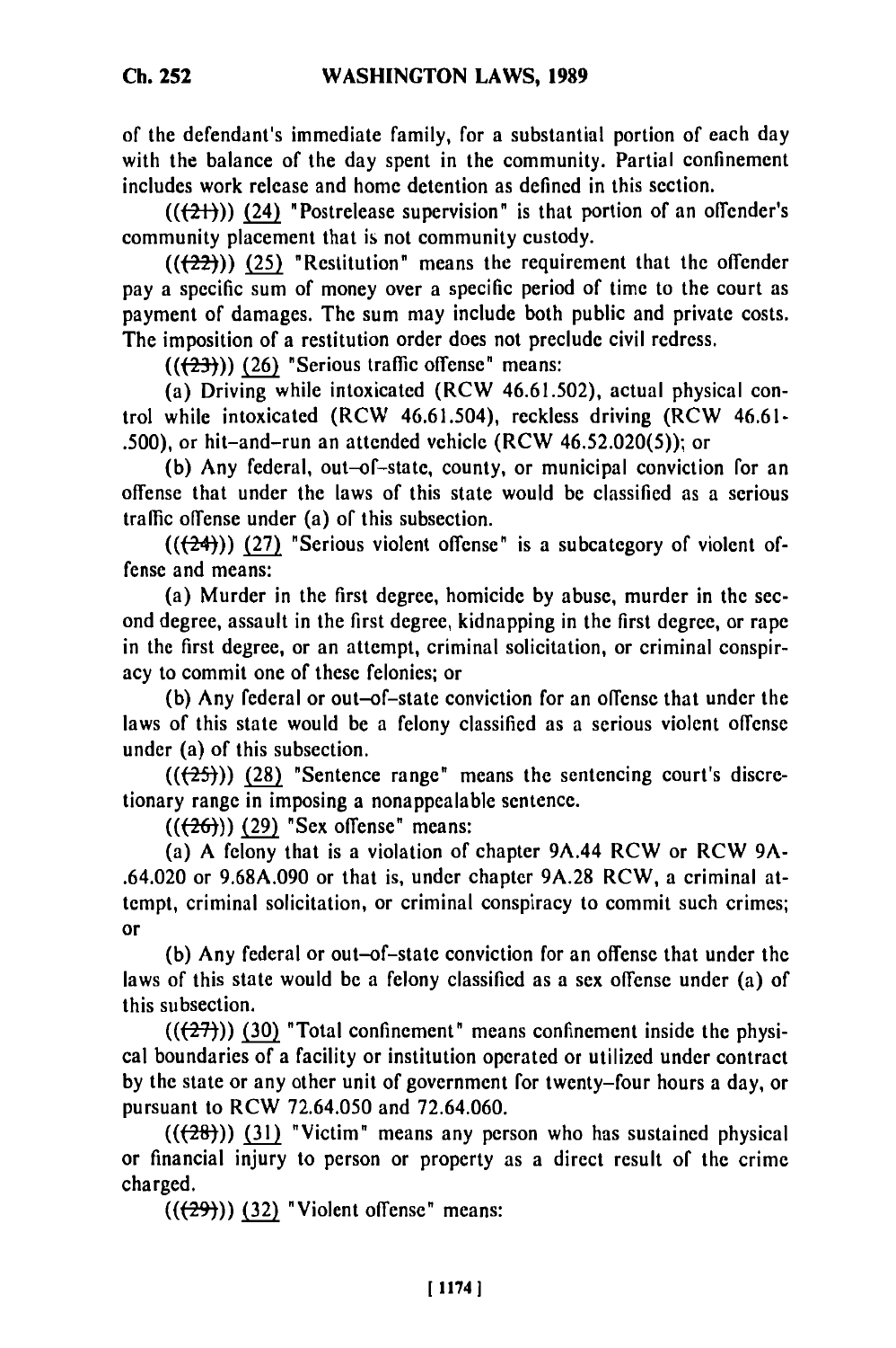of the defendant's immediate family, for a substantial portion of each day with the balance of the day spent in the community. Partial confinement includes work release and home detention as defined in this section.

(((21))) (24) "Postrelease supervision" is that portion of an offender's community placement that is not community custody.

(((22))) (25) "Restitution" means the requirement that the offender pay a specific sum of money over a specific period of time to the court as payment of damages. The sum may include both public and private costs. The imposition of a restitution order does not preclude civil redress.

(((23))) (26) "Serious traffic offense" means:

(a) Driving while intoxicated (RCW 46.61.502), actual physical control while intoxicated (RCW 46.61.504), reckless driving (RCW 46.61-.500), or hit-and-run an attended vehicle (RCW 46.52.020(5)); or

(b) Any federal, out-of-state, county, or municipal conviction for an offense that under the laws of this state would be classified as a serious traffic offense under (a) of this subsection.

(((24))) (27) "Serious violent offense" is a subcategory of violent offense and means:

(a) Murder in the first degree, homicide by abuse, murder in the second degree, assault in the first degree, kidnapping in the first degree, or rape in the first degree, or an attempt, criminal solicitation, or criminal conspiracy to commit one of these felonies; or

(b) Any federal or out-of-state conviction for an offense that under the laws of this state would be a felony classified as a serious violent offense under (a) of this subsection.

(((25))) (28) "Sentence range" means the sentencing court's discretionary range in imposing a nonappealable sentence.

(((26))) (29) "Sex offense" means:

(a) A felony that is a violation of chapter 9A.44 RCW or RCW 9A-.64.020 or 9.68A.090 or that is, under chapter 9A.28 RCW, a criminal attempt, criminal solicitation, or criminal conspiracy to commit such crimes; or

(b) Any federal or out-of-state conviction for an offense that under the laws of this state would be a felony classified as a sex offense under (a) of this subsection.

(((27))) (30) "Total confinement" means confinement inside the physical boundaries of a facility or institution operated or utilized under contract by the state or any other unit of government for twenty-four hours a day, or pursuant to RCW 72.64.050 and 72.64.060.

(((28))) (31) "Victim" means any person who has sustained physical or financial injury to person or property as a direct result of the crime charged.

(((29))) (32) "Violent offense" means: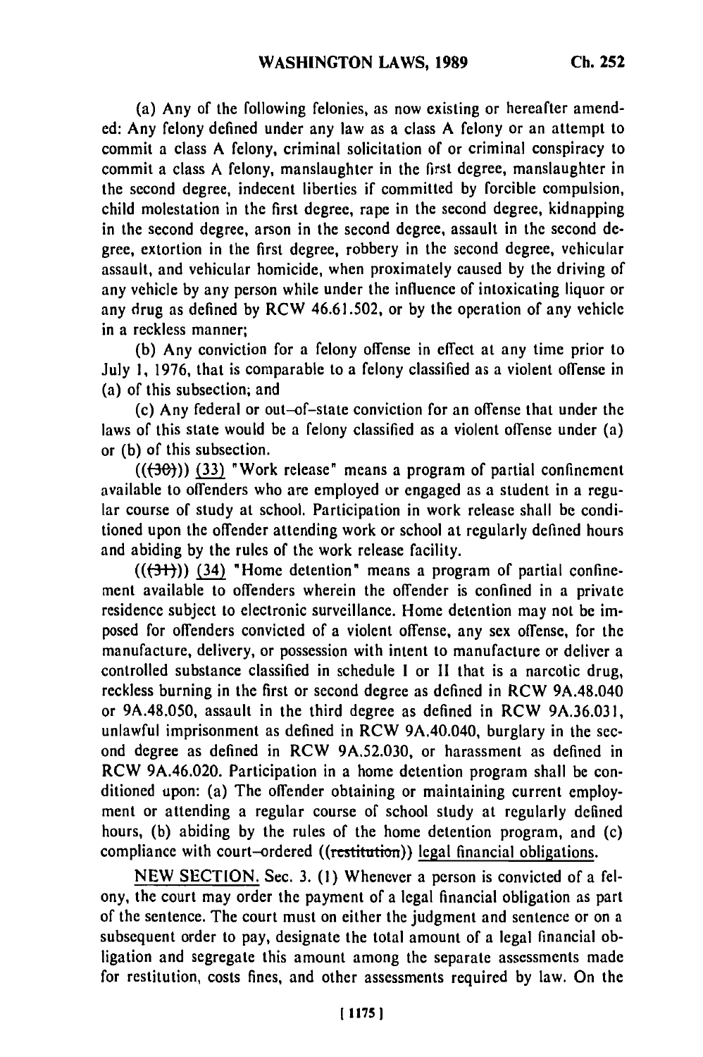(a) Any of the following felonies, as now existing or hereafter amended: Any felony defined under any law as a class A felony or an attempt to commit a class A felony, criminal solicitation of or criminal conspiracy to commit a class A felony, manslaughter in the first degree, manslaughter in the second degree, indecent liberties if committed by forcible compulsion, child molestation in the first degree, rape in the second degree, kidnapping in the second degree, arson in the second degree, assault in the second degree, extortion in the first degree, robbery in the second degree, vehicular assault, and vehicular homicide, when proximately caused by the driving of any vehicle by any person while under the influence of intoxicating liquor or any drug as defined by RCW 46.61.502, or by the operation of any vehicle in a reckless manner;

(b) Any conviction for a felony offense in effect at any time prior to July 1, 1976, that is comparable to a felony classified as a violent offense in (a) of this subsection; and

(c) Any federal or out-of-state conviction for an offense that under the laws of this state would be a felony classified as a violent offense under (a) or (b) of this subsection.

~~((30))~~ (33) "Work release" means a program of partial confinement available to offenders who are employed or engaged as a student in a regular course of study at school. Participation in work release shall be conditioned upon the offender attending work or school at regularly defined hours and abiding by the rules of the work release facility.

~~((31))~~ (34) "Home detention" means a program of partial confinement available to offenders wherein the offender is confined in a private residence subject to electronic surveillance. Home detention may not be imposed for offenders convicted of a violent offense, any sex offense, for the manufacture, delivery, or possession with intent to manufacture or deliver a controlled substance classified in schedule I or II that is a narcotic drug, reckless burning in the first or second degree as defined in RCW 9A.48.040 or 9A.48.050, assault in the third degree as defined in RCW 9A.36.031, unlawful imprisonment as defined in RCW 9A.40.040, burglary in the second degree as defined in RCW 9A.52.030, or harassment as defined in RCW 9A.46.020. Participation in a home detention program shall be conditioned upon: (a) The offender obtaining or maintaining current employment or attending a regular course of school study at regularly defined hours, (b) abiding by the rules of the home detention program, and (c) compliance with court-ordered ~~((restitution))~~ legal financial obligations.

NEW SECTION. Sec. 3. (1) Whenever a person is convicted of a felony, the court may order the payment of a legal financial obligation as part of the sentence. The court must on either the judgment and sentence or on a subsequent order to pay, designate the total amount of a legal financial obligation and segregate this amount among the separate assessments made for restitution, costs fines, and other assessments required by law. On the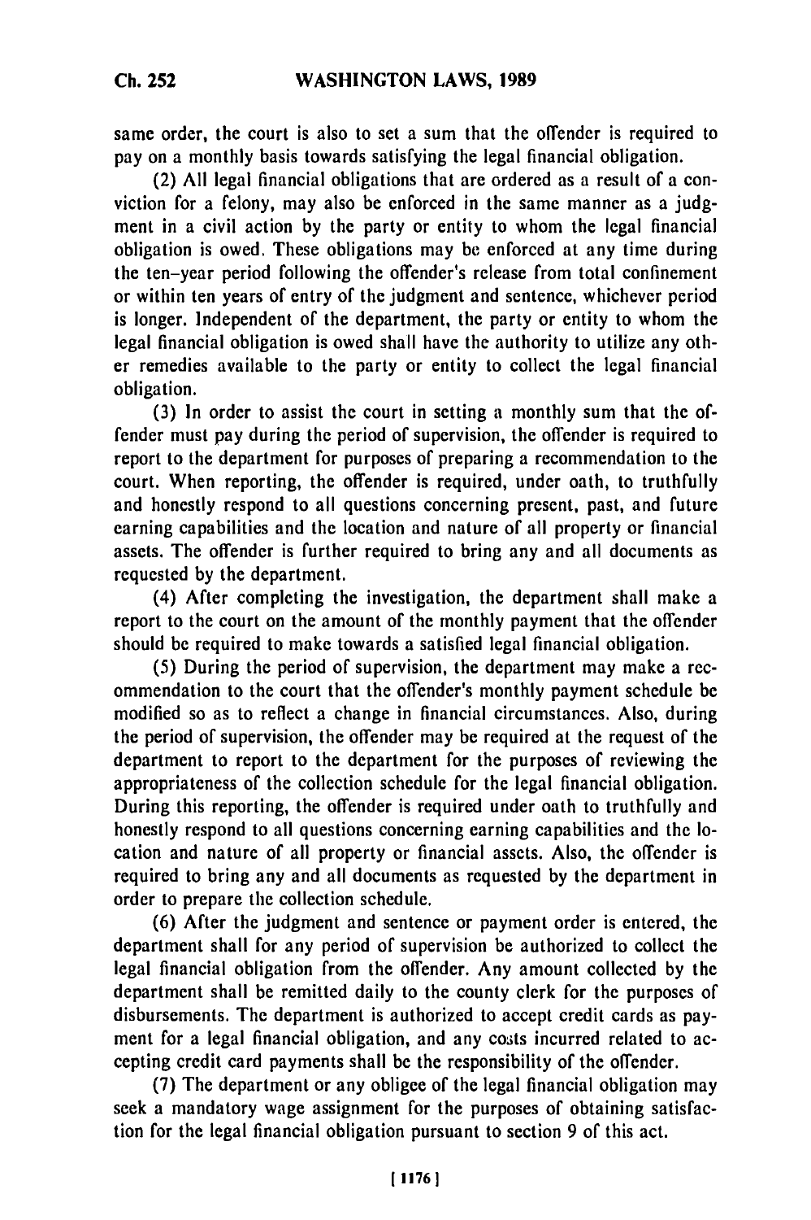same order, the court is also to set a sum that the offender is required to pay on a monthly basis towards satisfying the legal financial obligation.

(2) All legal financial obligations that are ordered as a result of a conviction for a felony, may also be enforced in the same manner as a judgment in a civil action by the party or entity to whom the legal financial obligation is owed. These obligations may be enforced at any time during the ten-year period following the offender's release from total confinement or within ten years of entry of the judgment and sentence, whichever period is longer. Independent of the department, the party or entity to whom the legal financial obligation is owed shall have the authority to utilize any other remedies available to the party or entity to collect the legal financial obligation.

(3) In order to assist the court in setting a monthly sum that the offender must pay during the period of supervision, the offender is required to report to the department for purposes of preparing a recommendation to the court. When reporting, the offender is required, under oath, to truthfully and honestly respond to all questions concerning present, past, and future earning capabilities and the location and nature of all property or financial assets. The offender is further required to bring any and all documents as requested by the department.

(4) After completing the investigation, the department shall make a report to the court on the amount of the monthly payment that the offender should be required to make towards a satisfied legal financial obligation.

(5) During the period of supervision, the department may make a recommendation to the court that the offender's monthly payment schedule be modified so as to reflect a change in financial circumstances. Also, during the period of supervision, the offender may be required at the request of the department to report to the department for the purposes of reviewing the appropriateness of the collection schedule for the legal financial obligation. During this reporting, the offender is required under oath to truthfully and honestly respond to all questions concerning earning capabilities and the location and nature of all property or financial assets. Also, the offender is required to bring any and all documents as requested by the department in order to prepare the collection schedule.

(6) After the judgment and sentence or payment order is entered, the department shall for any period of supervision be authorized to collect the legal financial obligation from the offender. Any amount collected by the department shall be remitted daily to the county clerk for the purposes of disbursements. The department is authorized to accept credit cards as payment for a legal financial obligation, and any costs incurred related to accepting credit card payments shall be the responsibility of the offender.

(7) The department or any obligee of the legal financial obligation may seek a mandatory wage assignment for the purposes of obtaining satisfaction for the legal financial obligation pursuant to section 9 of this act.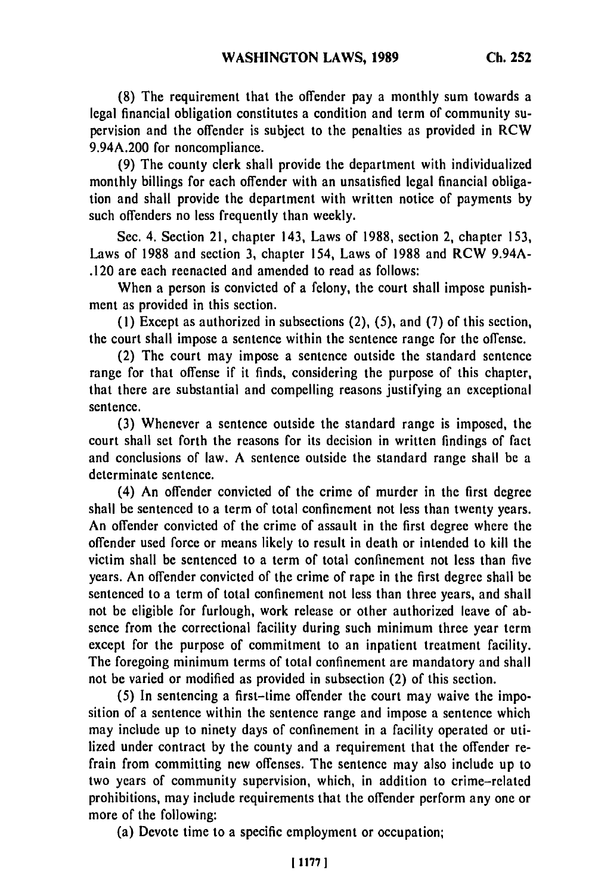(8) The requirement that the offender pay a monthly sum towards a legal financial obligation constitutes a condition and term of community supervision and the offender is subject to the penalties as provided in RCW 9.94A.200 for noncompliance.

(9) The county clerk shall provide the department with individualized monthly billings for each offender with an unsatisfied legal financial obligation and shall provide the department with written notice of payments by such offenders no less frequently than weekly.

Sec. 4. Section 21, chapter 143, Laws of 1988, section 2, chapter 153, Laws of 1988 and section 3, chapter 154, Laws of 1988 and RCW 9.94A-.120 are each reenacted and amended to read as follows:

When a person is convicted of a felony, the court shall impose punishment as provided in this section.

(1) Except as authorized in subsections (2), (5), and (7) of this section, the court shall impose a sentence within the sentence range for the offense.

(2) The court may impose a sentence outside the standard sentence range for that offense if it finds, considering the purpose of this chapter, that there are substantial and compelling reasons justifying an exceptional sentence.

(3) Whenever a sentence outside the standard range is imposed, the court shall set forth the reasons for its decision in written findings of fact and conclusions of law. A sentence outside the standard range shall be a determinate sentence.

(4) An offender convicted of the crime of murder in the first degree shall be sentenced to a term of total confinement not less than twenty years. An offender convicted of the crime of assault in the first degree where the offender used force or means likely to result in death or intended to kill the victim shall be sentenced to a term of total confinement not less than five years. An offender convicted of the crime of rape in the first degree shall be sentenced to a term of total confinement not less than three years, and shall not be eligible for furlough, work release or other authorized leave of absence from the correctional facility during such minimum three year term except for the purpose of commitment to an inpatient treatment facility. The foregoing minimum terms of total confinement are mandatory and shall not be varied or modified as provided in subsection (2) of this section.

(5) In sentencing a first-time offender the court may waive the imposition of a sentence within the sentence range and impose a sentence which may include up to ninety days of confinement in a facility operated or utilized under contract by the county and a requirement that the offender refrain from committing new offenses. The sentence may also include up to two years of community supervision, which, in addition to crime-related prohibitions, may include requirements that the offender perform any one or more of the following:

(a) Devote time to a specific employment or occupation;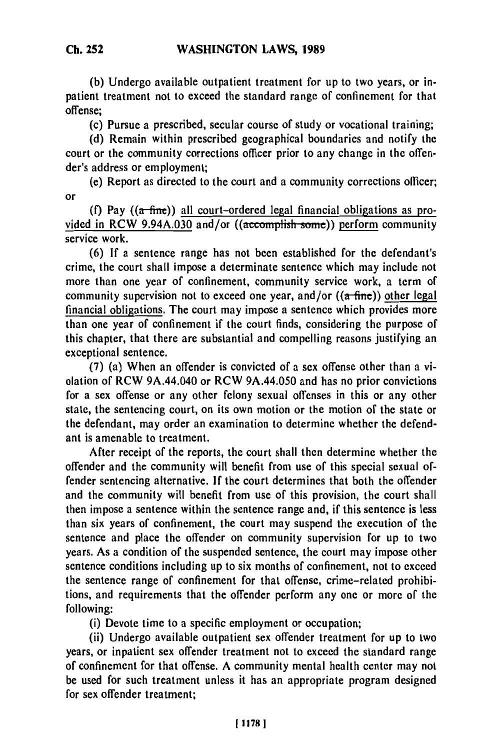(b) Undergo available outpatient treatment for up to two years, or inpatient treatment not to exceed the standard range of confinement for that offense;

(c) Pursue a prescribed, secular course of study or vocational training;

(d) Remain within prescribed geographical boundaries and notify the court or the community corrections officer prior to any change in the offender's address or employment;

(e) Report as directed to the court and a community corrections officer; or

(f) Pay ((~~a fine~~)) all court-ordered legal financial obligations as provided in RCW 9.94A.030 and/or ((~~accomplish some~~)) perform community service work.

(6) If a sentence range has not been established for the defendant's crime, the court shall impose a determinate sentence which may include not more than one year of confinement, community service work, a term of community supervision not to exceed one year, and/or ((~~a fine~~)) other legal financial obligations. The court may impose a sentence which provides more than one year of confinement if the court finds, considering the purpose of this chapter, that there are substantial and compelling reasons justifying an exceptional sentence.

(7) (a) When an offender is convicted of a sex offense other than a violation of RCW 9A.44.040 or RCW 9A.44.050 and has no prior convictions for a sex offense or any other felony sexual offenses in this or any other state, the sentencing court, on its own motion or the motion of the state or the defendant, may order an examination to determine whether the defendant is amenable to treatment.

After receipt of the reports, the court shall then determine whether the offender and the community will benefit from use of this special sexual offender sentencing alternative. If the court determines that both the offender and the community will benefit from use of this provision, the court shall then impose a sentence within the sentence range and, if this sentence is less than six years of confinement, the court may suspend the execution of the sentence and place the offender on community supervision for up to two years. As a condition of the suspended sentence, the court may impose other sentence conditions including up to six months of confinement, not to exceed the sentence range of confinement for that offense, crime-related prohibitions, and requirements that the offender perform any one or more of the following:

(i) Devote time to a specific employment or occupation;

(ii) Undergo available outpatient sex offender treatment for up to two years, or inpatient sex offender treatment not to exceed the standard range of confinement for that offense. A community mental health center may not be used for such treatment unless it has an appropriate program designed for sex offender treatment;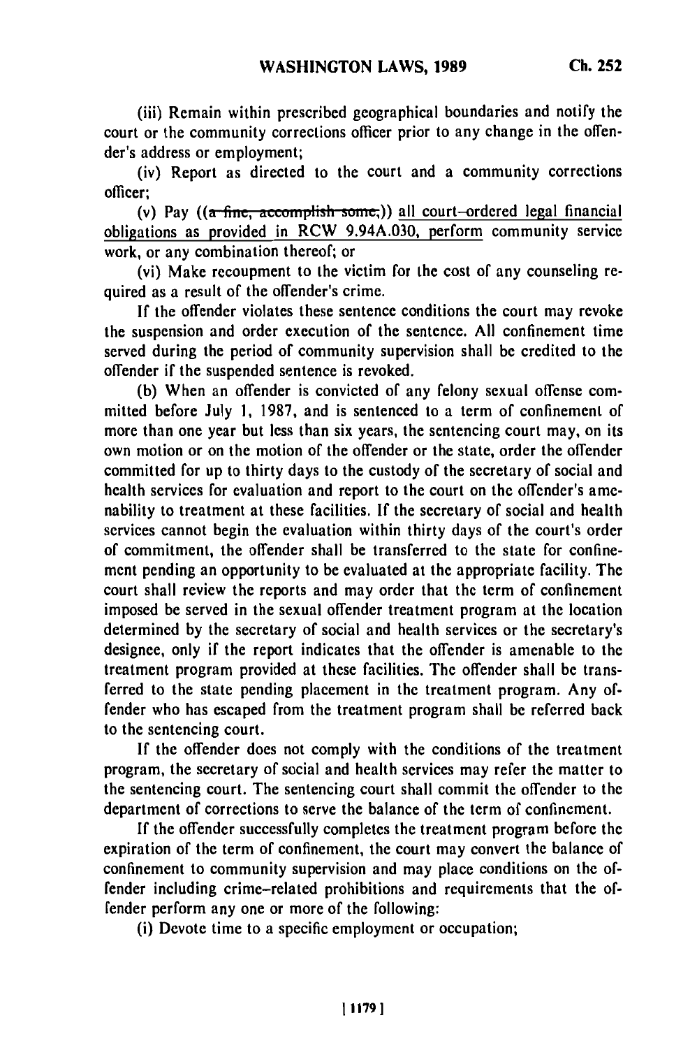(iii) Remain within prescribed geographical boundaries and notify the court or the community corrections officer prior to any change in the offender's address or employment;

(iv) Report as directed to the court and a community corrections officer;

(v) Pay ((~~a fine, accomplish some,~~)) <u>all court-ordered legal financial obligations as provided in RCW 9.94A.030, perform</u> community service work, or any combination thereof; or

(vi) Make recoupment to the victim for the cost of any counseling required as a result of the offender's crime.

If the offender violates these sentence conditions the court may revoke the suspension and order execution of the sentence. All confinement time served during the period of community supervision shall be credited to the offender if the suspended sentence is revoked.

(b) When an offender is convicted of any felony sexual offense committed before July 1, 1987, and is sentenced to a term of confinement of more than one year but less than six years, the sentencing court may, on its own motion or on the motion of the offender or the state, order the offender committed for up to thirty days to the custody of the secretary of social and health services for evaluation and report to the court on the offender's amenability to treatment at these facilities. If the secretary of social and health services cannot begin the evaluation within thirty days of the court's order of commitment, the offender shall be transferred to the state for confinement pending an opportunity to be evaluated at the appropriate facility. The court shall review the reports and may order that the term of confinement imposed be served in the sexual offender treatment program at the location determined by the secretary of social and health services or the secretary's designee, only if the report indicates that the offender is amenable to the treatment program provided at these facilities. The offender shall be transferred to the state pending placement in the treatment program. Any offender who has escaped from the treatment program shall be referred back to the sentencing court.

If the offender does not comply with the conditions of the treatment program, the secretary of social and health services may refer the matter to the sentencing court. The sentencing court shall commit the offender to the department of corrections to serve the balance of the term of confinement.

If the offender successfully completes the treatment program before the expiration of the term of confinement, the court may convert the balance of confinement to community supervision and may place conditions on the offender including crime-related prohibitions and requirements that the offender perform any one or more of the following:

(i) Devote time to a specific employment or occupation;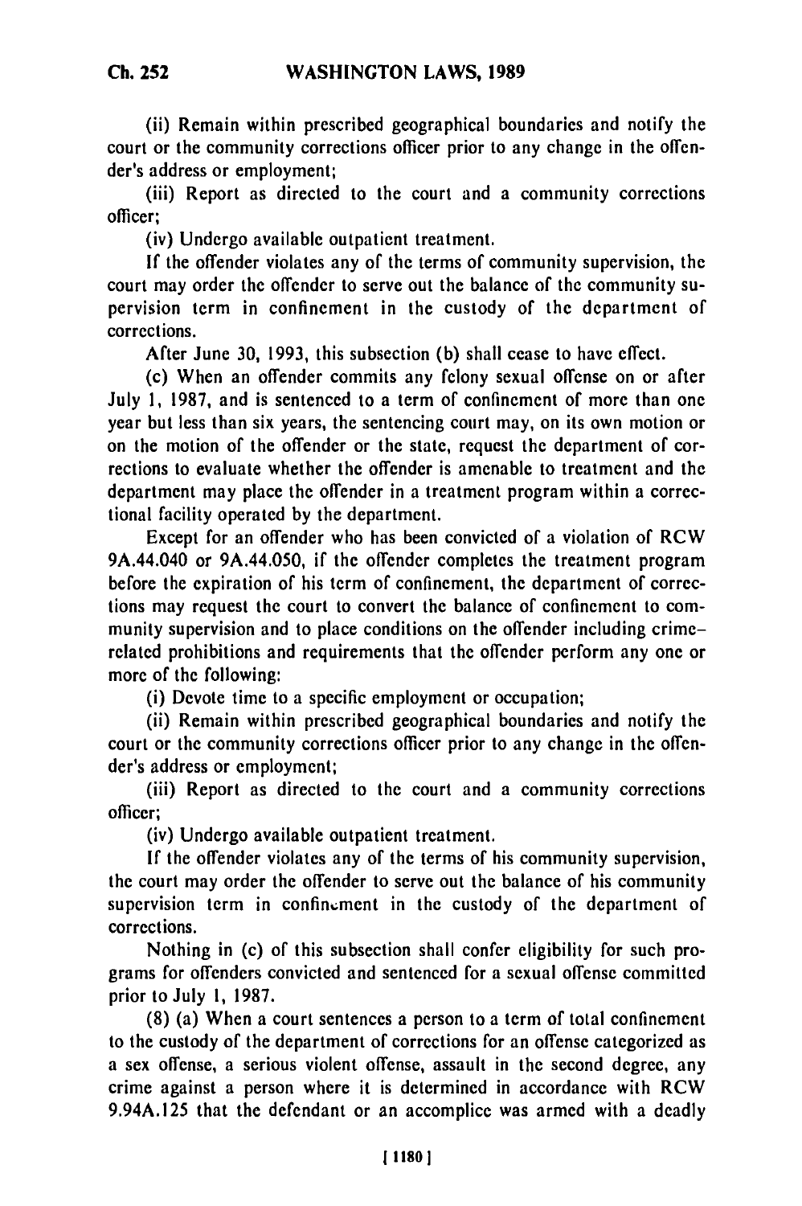(ii) Remain within prescribed geographical boundaries and notify the court or the community corrections officer prior to any change in the offender's address or employment;

(iii) Report as directed to the court and a community corrections officer;

(iv) Undergo available outpatient treatment.

If the offender violates any of the terms of community supervision, the court may order the offender to serve out the balance of the community supervision term in confinement in the custody of the department of corrections.

After June 30, 1993, this subsection (b) shall cease to have effect.

(c) When an offender commits any felony sexual offense on or after July 1, 1987, and is sentenced to a term of confinement of more than one year but less than six years, the sentencing court may, on its own motion or on the motion of the offender or the state, request the department of corrections to evaluate whether the offender is amenable to treatment and the department may place the offender in a treatment program within a correctional facility operated by the department.

Except for an offender who has been convicted of a violation of RCW 9A.44.040 or 9A.44.050, if the offender completes the treatment program before the expiration of his term of confinement, the department of corrections may request the court to convert the balance of confinement to community supervision and to place conditions on the offender including crime-related prohibitions and requirements that the offender perform any one or more of the following:

(i) Devote time to a specific employment or occupation;

(ii) Remain within prescribed geographical boundaries and notify the court or the community corrections officer prior to any change in the offender's address or employment;

(iii) Report as directed to the court and a community corrections officer;

(iv) Undergo available outpatient treatment.

If the offender violates any of the terms of his community supervision, the court may order the offender to serve out the balance of his community supervision term in confinement in the custody of the department of corrections.

Nothing in (c) of this subsection shall confer eligibility for such programs for offenders convicted and sentenced for a sexual offense committed prior to July 1, 1987.

(8) (a) When a court sentences a person to a term of total confinement to the custody of the department of corrections for an offense categorized as a sex offense, a serious violent offense, assault in the second degree, any crime against a person where it is determined in accordance with RCW 9.94A.125 that the defendant or an accomplice was armed with a deadly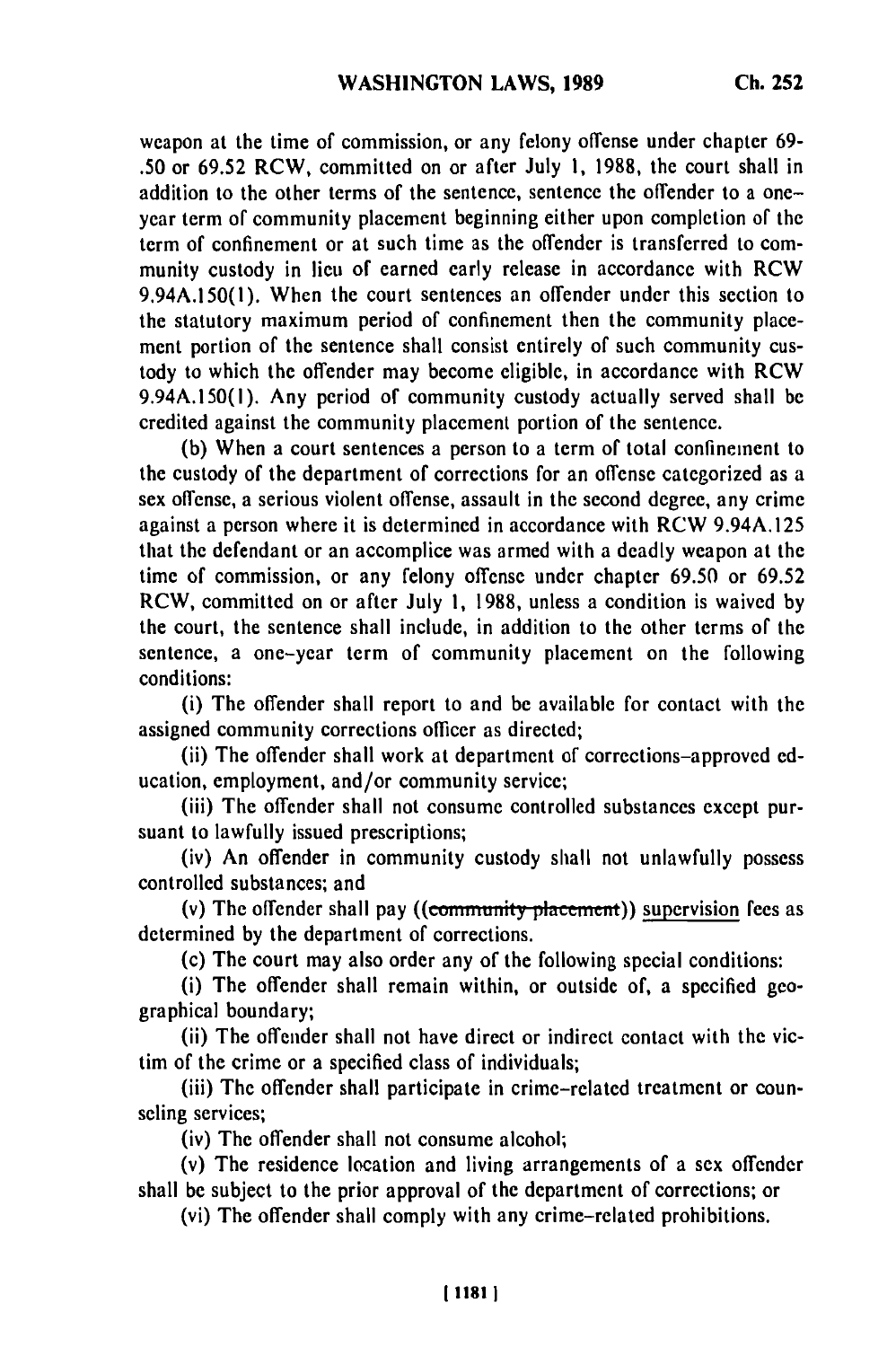weapon at the time of commission, or any felony offense under chapter 69-.50 or 69.52 RCW, committed on or after July 1, 1988, the court shall in addition to the other terms of the sentence, sentence the offender to a one-year term of community placement beginning either upon completion of the term of confinement or at such time as the offender is transferred to community custody in lieu of earned early release in accordance with RCW 9.94A.150(1). When the court sentences an offender under this section to the statutory maximum period of confinement then the community placement portion of the sentence shall consist entirely of such community custody to which the offender may become eligible, in accordance with RCW 9.94A.150(1). Any period of community custody actually served shall be credited against the community placement portion of the sentence.

(b) When a court sentences a person to a term of total confinement to the custody of the department of corrections for an offense categorized as a sex offense, a serious violent offense, assault in the second degree, any crime against a person where it is determined in accordance with RCW 9.94A.125 that the defendant or an accomplice was armed with a deadly weapon at the time of commission, or any felony offense under chapter 69.50 or 69.52 RCW, committed on or after July 1, 1988, unless a condition is waived by the court, the sentence shall include, in addition to the other terms of the sentence, a one-year term of community placement on the following conditions:

(i) The offender shall report to and be available for contact with the assigned community corrections officer as directed;

(ii) The offender shall work at department of corrections-approved education, employment, and/or community service;

(iii) The offender shall not consume controlled substances except pursuant to lawfully issued prescriptions;

(iv) An offender in community custody shall not unlawfully possess controlled substances; and

(v) The offender shall pay ((~~community placement~~)) supervision fees as determined by the department of corrections.

(c) The court may also order any of the following special conditions:

(i) The offender shall remain within, or outside of, a specified geographical boundary;

(ii) The offender shall not have direct or indirect contact with the victim of the crime or a specified class of individuals;

(iii) The offender shall participate in crime-related treatment or counseling services;

(iv) The offender shall not consume alcohol;

(v) The residence location and living arrangements of a sex offender shall be subject to the prior approval of the department of corrections; or

(vi) The offender shall comply with any crime-related prohibitions.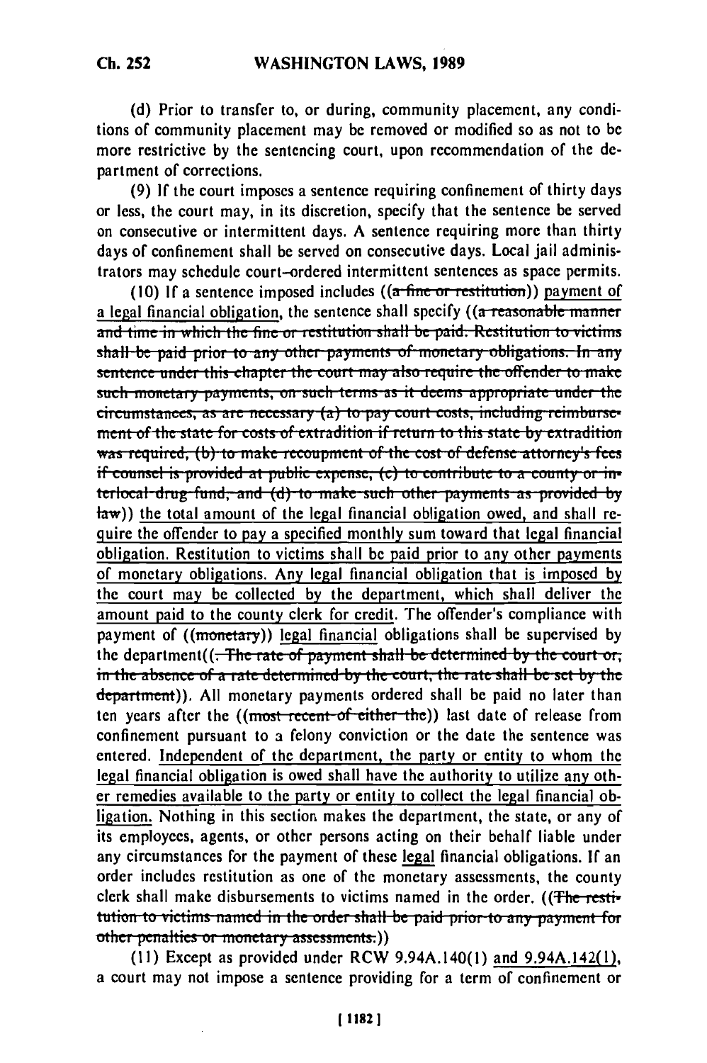(d) Prior to transfer to, or during, community placement, any conditions of community placement may be removed or modified so as not to be more restrictive by the sentencing court, upon recommendation of the department of corrections.

(9) If the court imposes a sentence requiring confinement of thirty days or less, the court may, in its discretion, specify that the sentence be served on consecutive or intermittent days. A sentence requiring more than thirty days of confinement shall be served on consecutive days. Local jail administrators may schedule court-ordered intermittent sentences as space permits.

(10) If a sentence imposed includes ((~~a fine or restitution~~)) payment of a legal financial obligation, the sentence shall specify ((~~a reasonable manner and time in which the fine or restitution shall be paid. Restitution to victims shall be paid prior to any other payments of monetary obligations. In any sentence under this chapter the court may also require the offender to make such monetary payments, on such terms as it deems appropriate under the circumstances, as are necessary (a) to pay court costs, including reimbursement of the state for costs of extradition if return to this state by extradition was required, (b) to make recoupment of the cost of defense attorney's fees if counsel is provided at public expense, (c) to contribute to a county or interlocal drug fund, and (d) to make such other payments as provided by law~~)) the total amount of the legal financial obligation owed, and shall require the offender to pay a specified monthly sum toward that legal financial obligation. Restitution to victims shall be paid prior to any other payments of monetary obligations. Any legal financial obligation that is imposed by the court may be collected by the department, which shall deliver the amount paid to the county clerk for credit. The offender's compliance with payment of ((~~monetary~~)) legal financial obligations shall be supervised by the department((~~. The rate of payment shall be determined by the court or, in the absence of a rate determined by the court, the rate shall be set by the department~~)). All monetary payments ordered shall be paid no later than ten years after the ((~~most recent of either the~~)) last date of release from confinement pursuant to a felony conviction or the date the sentence was entered. Independent of the department, the party or entity to whom the legal financial obligation is owed shall have the authority to utilize any other remedies available to the party or entity to collect the legal financial obligation. Nothing in this section makes the department, the state, or any of its employees, agents, or other persons acting on their behalf liable under any circumstances for the payment of these legal financial obligations. If an order includes restitution as one of the monetary assessments, the county clerk shall make disbursements to victims named in the order. ((~~The restitution to victims named in the order shall be paid prior to any payment for other penalties or monetary assessments.~~))

(11) Except as provided under RCW 9.94A.140(1) and 9.94A.142(1), a court may not impose a sentence providing for a term of confinement or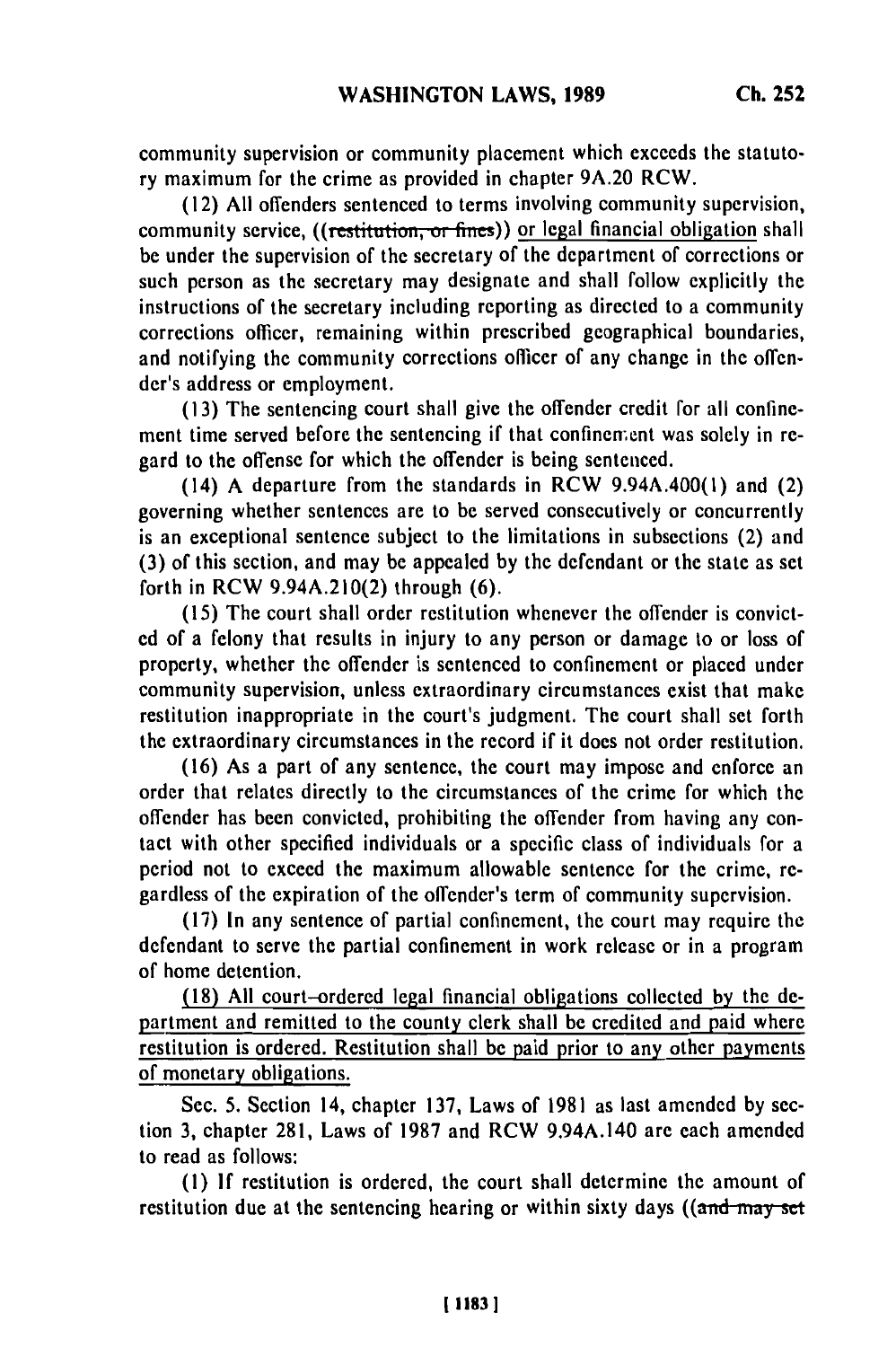community supervision or community placement which exceeds the statutory maximum for the crime as provided in chapter 9A.20 RCW.

(12) All offenders sentenced to terms involving community supervision, community service, ((~~restitution, or fines~~)) or legal financial obligation shall be under the supervision of the secretary of the department of corrections or such person as the secretary may designate and shall follow explicitly the instructions of the secretary including reporting as directed to a community corrections officer, remaining within prescribed geographical boundaries, and notifying the community corrections officer of any change in the offender's address or employment.

(13) The sentencing court shall give the offender credit for all confinement time served before the sentencing if that confinement was solely in regard to the offense for which the offender is being sentenced.

(14) A departure from the standards in RCW 9.94A.400(1) and (2) governing whether sentences are to be served consecutively or concurrently is an exceptional sentence subject to the limitations in subsections (2) and (3) of this section, and may be appealed by the defendant or the state as set forth in RCW 9.94A.210(2) through (6).

(15) The court shall order restitution whenever the offender is convicted of a felony that results in injury to any person or damage to or loss of property, whether the offender is sentenced to confinement or placed under community supervision, unless extraordinary circumstances exist that make restitution inappropriate in the court's judgment. The court shall set forth the extraordinary circumstances in the record if it does not order restitution.

(16) As a part of any sentence, the court may impose and enforce an order that relates directly to the circumstances of the crime for which the offender has been convicted, prohibiting the offender from having any contact with other specified individuals or a specific class of individuals for a period not to exceed the maximum allowable sentence for the crime, regardless of the expiration of the offender's term of community supervision.

(17) In any sentence of partial confinement, the court may require the defendant to serve the partial confinement in work release or in a program of home detention.

<u>(18) All court-ordered legal financial obligations collected by the department and remitted to the county clerk shall be credited and paid where restitution is ordered. Restitution shall be paid prior to any other payments of monetary obligations.</u>

Sec. 5. Section 14, chapter 137, Laws of 1981 as last amended by section 3, chapter 281, Laws of 1987 and RCW 9.94A.140 are each amended to read as follows:

(1) If restitution is ordered, the court shall determine the amount of restitution due at the sentencing hearing or within sixty days ((~~and may set~~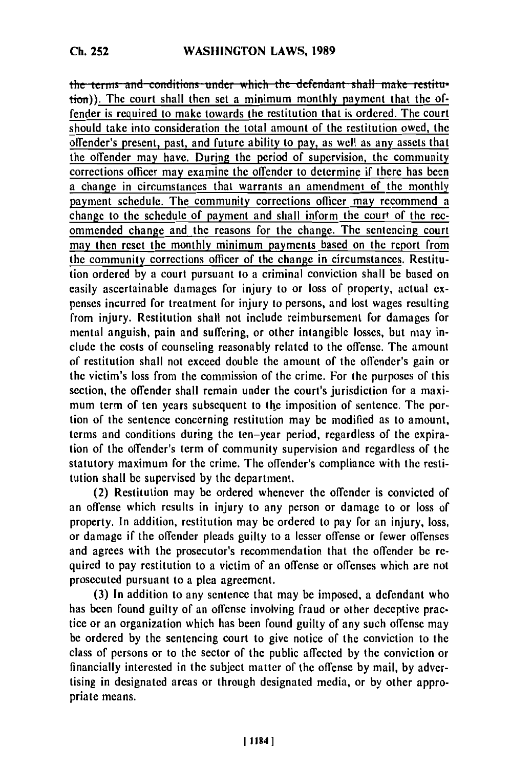~~the terms and conditions under which the defendant shall make restitution~~)). The court shall then set a minimum monthly payment that the offender is required to make towards the restitution that is ordered. The court should take into consideration the total amount of the restitution owed, the offender's present, past, and future ability to pay, as well as any assets that the offender may have. During the period of supervision, the community corrections officer may examine the offender to determine if there has been a change in circumstances that warrants an amendment of the monthly payment schedule. The community corrections officer may recommend a change to the schedule of payment and shall inform the court of the recommended change and the reasons for the change. The sentencing court may then reset the monthly minimum payments based on the report from the community corrections officer of the change in circumstances. Restitution ordered by a court pursuant to a criminal conviction shall be based on easily ascertainable damages for injury to or loss of property, actual expenses incurred for treatment for injury to persons, and lost wages resulting from injury. Restitution shall not include reimbursement for damages for mental anguish, pain and suffering, or other intangible losses, but may include the costs of counseling reasonably related to the offense. The amount of restitution shall not exceed double the amount of the offender's gain or the victim's loss from the commission of the crime. For the purposes of this section, the offender shall remain under the court's jurisdiction for a maximum term of ten years subsequent to the imposition of sentence. The portion of the sentence concerning restitution may be modified as to amount, terms and conditions during the ten-year period, regardless of the expiration of the offender's term of community supervision and regardless of the statutory maximum for the crime. The offender's compliance with the restitution shall be supervised by the department.

(2) Restitution may be ordered whenever the offender is convicted of an offense which results in injury to any person or damage to or loss of property. In addition, restitution may be ordered to pay for an injury, loss, or damage if the offender pleads guilty to a lesser offense or fewer offenses and agrees with the prosecutor's recommendation that the offender be required to pay restitution to a victim of an offense or offenses which are not prosecuted pursuant to a plea agreement.

(3) In addition to any sentence that may be imposed, a defendant who has been found guilty of an offense involving fraud or other deceptive practice or an organization which has been found guilty of any such offense may be ordered by the sentencing court to give notice of the conviction to the class of persons or to the sector of the public affected by the conviction or financially interested in the subject matter of the offense by mail, by advertising in designated areas or through designated media, or by other appropriate means.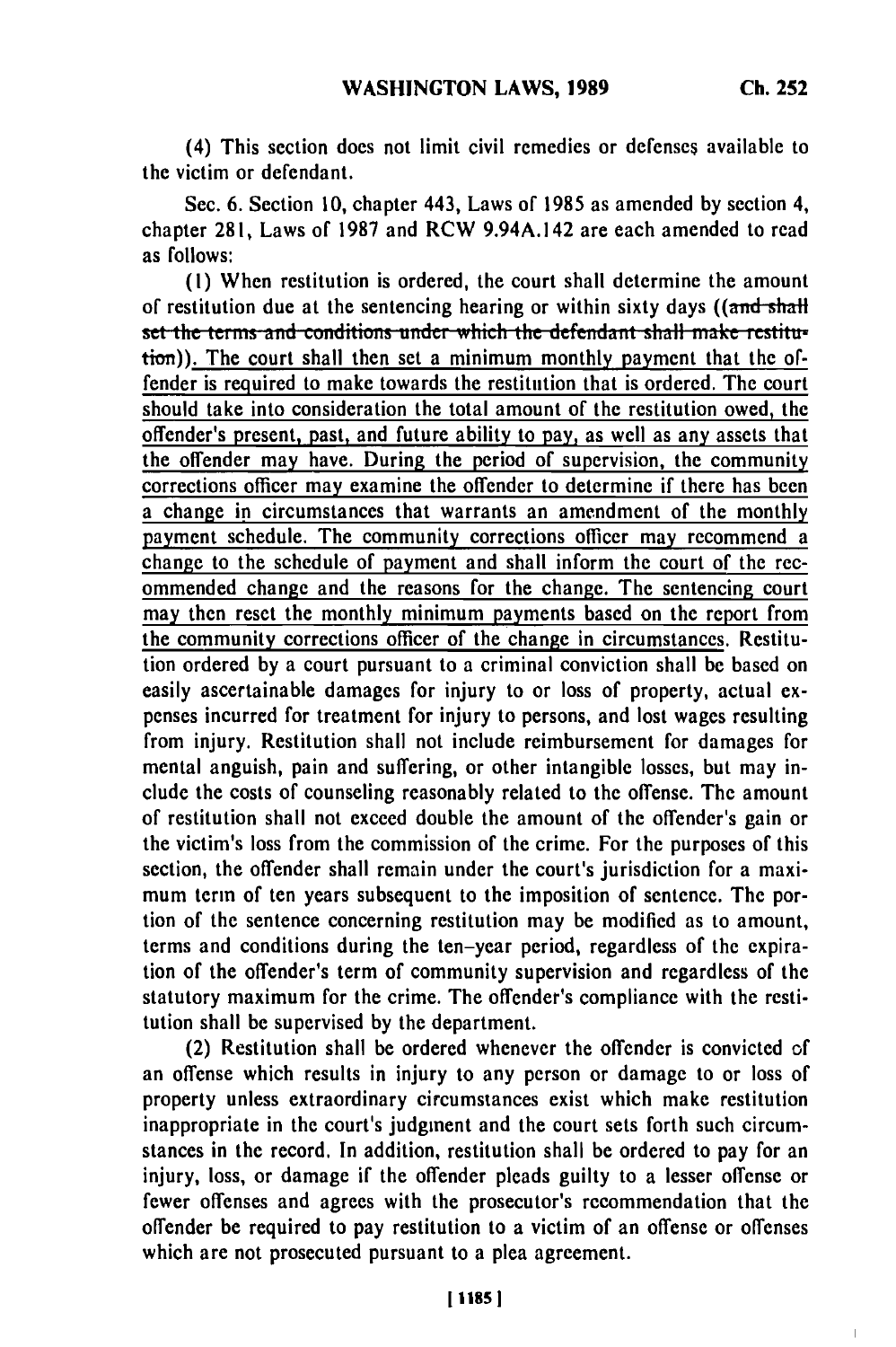(4) This section does not limit civil remedies or defenses available to the victim or defendant.

Sec. 6. Section 10, chapter 443, Laws of 1985 as amended by section 4, chapter 281, Laws of 1987 and RCW 9.94A.142 are each amended to read as follows:

(1) When restitution is ordered, the court shall determine the amount of restitution due at the sentencing hearing or within sixty days ((~~and shall set the terms and conditions under which the defendant shall make restitution~~)). The court shall then set a minimum monthly payment that the offender is required to make towards the restitution that is ordered. The court should take into consideration the total amount of the restitution owed, the offender's present, past, and future ability to pay, as well as any assets that the offender may have. During the period of supervision, the community corrections officer may examine the offender to determine if there has been a change in circumstances that warrants an amendment of the monthly payment schedule. The community corrections officer may recommend a change to the schedule of payment and shall inform the court of the recommended change and the reasons for the change. The sentencing court may then reset the monthly minimum payments based on the report from the community corrections officer of the change in circumstances. Restitution ordered by a court pursuant to a criminal conviction shall be based on easily ascertainable damages for injury to or loss of property, actual expenses incurred for treatment for injury to persons, and lost wages resulting from injury. Restitution shall not include reimbursement for damages for mental anguish, pain and suffering, or other intangible losses, but may include the costs of counseling reasonably related to the offense. The amount of restitution shall not exceed double the amount of the offender's gain or the victim's loss from the commission of the crime. For the purposes of this section, the offender shall remain under the court's jurisdiction for a maximum term of ten years subsequent to the imposition of sentence. The portion of the sentence concerning restitution may be modified as to amount, terms and conditions during the ten-year period, regardless of the expiration of the offender's term of community supervision and regardless of the statutory maximum for the crime. The offender's compliance with the restitution shall be supervised by the department.

(2) Restitution shall be ordered whenever the offender is convicted of an offense which results in injury to any person or damage to or loss of property unless extraordinary circumstances exist which make restitution inappropriate in the court's judgment and the court sets forth such circumstances in the record. In addition, restitution shall be ordered to pay for an injury, loss, or damage if the offender pleads guilty to a lesser offense or fewer offenses and agrees with the prosecutor's recommendation that the offender be required to pay restitution to a victim of an offense or offenses which are not prosecuted pursuant to a plea agreement.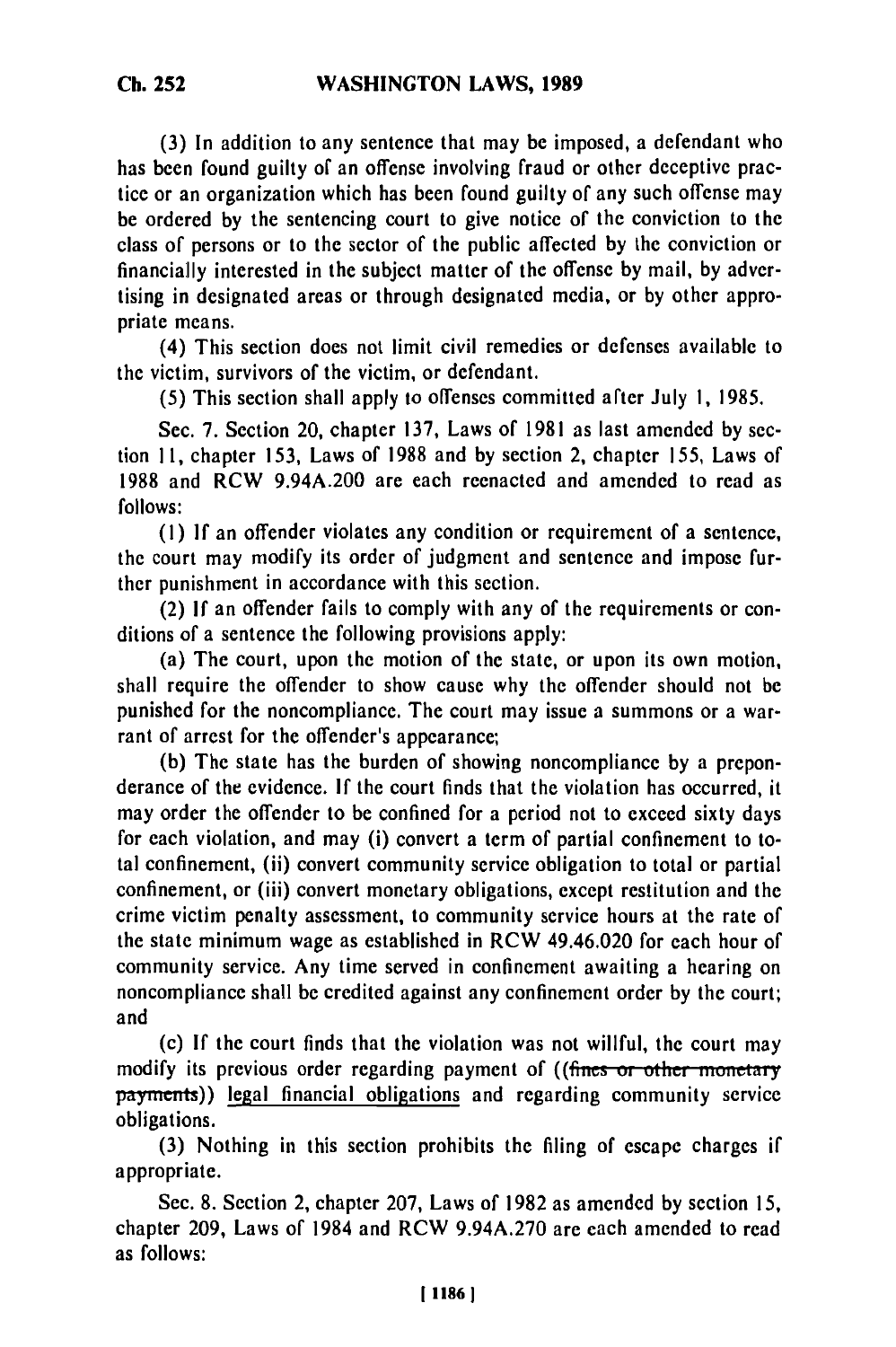(3) In addition to any sentence that may be imposed, a defendant who has been found guilty of an offense involving fraud or other deceptive practice or an organization which has been found guilty of any such offense may be ordered by the sentencing court to give notice of the conviction to the class of persons or to the sector of the public affected by the conviction or financially interested in the subject matter of the offense by mail, by advertising in designated areas or through designated media, or by other appropriate means.

(4) This section does not limit civil remedies or defenses available to the victim, survivors of the victim, or defendant.

(5) This section shall apply to offenses committed after July 1, 1985.

Sec. 7. Section 20, chapter 137, Laws of 1981 as last amended by section 11, chapter 153, Laws of 1988 and by section 2, chapter 155, Laws of 1988 and RCW 9.94A.200 are each reenacted and amended to read as follows:

(1) If an offender violates any condition or requirement of a sentence, the court may modify its order of judgment and sentence and impose further punishment in accordance with this section.

(2) If an offender fails to comply with any of the requirements or conditions of a sentence the following provisions apply:

(a) The court, upon the motion of the state, or upon its own motion, shall require the offender to show cause why the offender should not be punished for the noncompliance. The court may issue a summons or a warrant of arrest for the offender's appearance;

(b) The state has the burden of showing noncompliance by a preponderance of the evidence. If the court finds that the violation has occurred, it may order the offender to be confined for a period not to exceed sixty days for each violation, and may (i) convert a term of partial confinement to total confinement, (ii) convert community service obligation to total or partial confinement, or (iii) convert monetary obligations, except restitution and the crime victim penalty assessment, to community service hours at the rate of the state minimum wage as established in RCW 49.46.020 for each hour of community service. Any time served in confinement awaiting a hearing on noncompliance shall be credited against any confinement order by the court; and

(c) If the court finds that the violation was not willful, the court may modify its previous order regarding payment of ((~~fines or other monetary payments~~)) <u>legal financial obligations</u> and regarding community service obligations.

(3) Nothing in this section prohibits the filing of escape charges if appropriate.

Sec. 8. Section 2, chapter 207, Laws of 1982 as amended by section 15, chapter 209, Laws of 1984 and RCW 9.94A.270 are each amended to read as follows: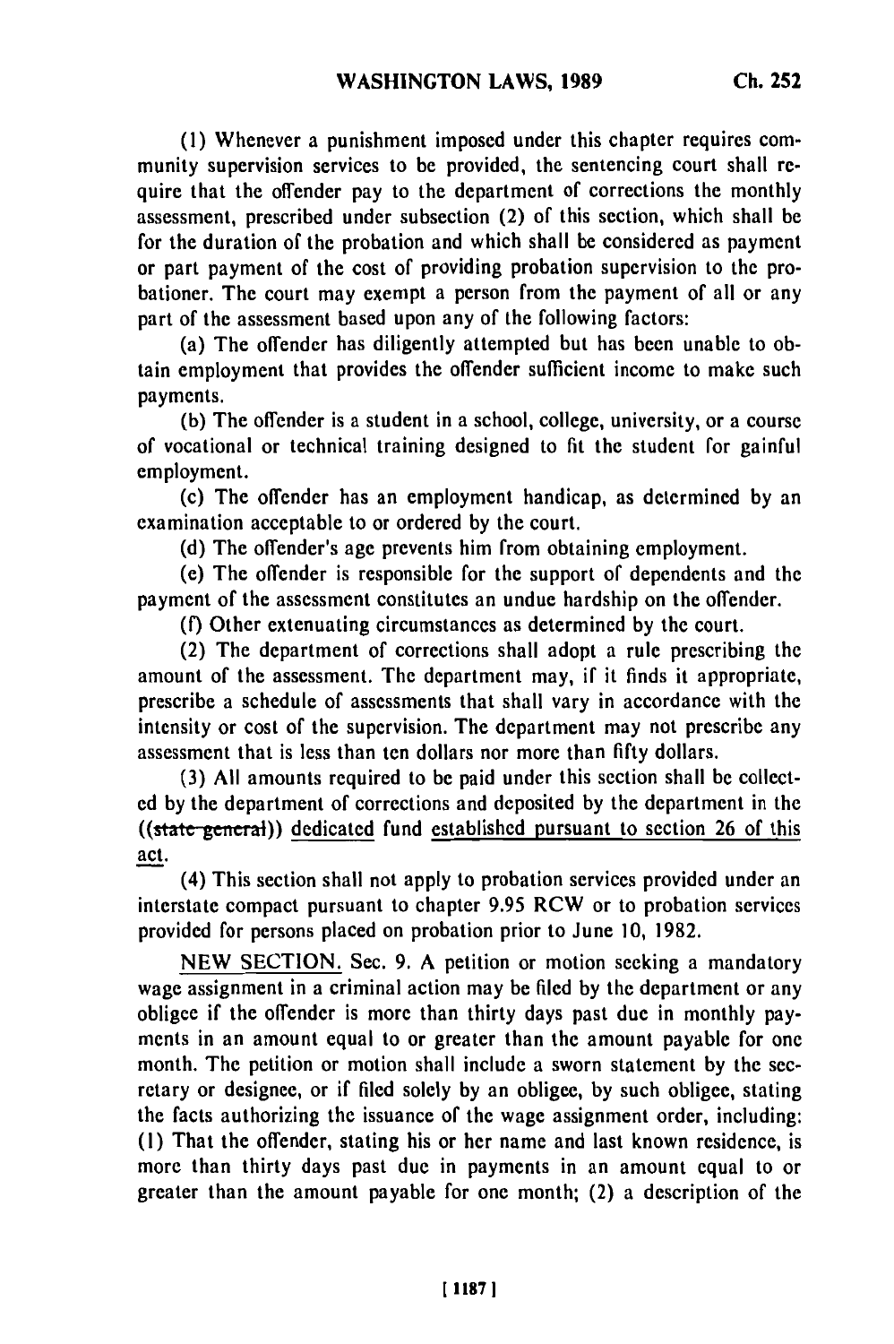(1) Whenever a punishment imposed under this chapter requires community supervision services to be provided, the sentencing court shall require that the offender pay to the department of corrections the monthly assessment, prescribed under subsection (2) of this section, which shall be for the duration of the probation and which shall be considered as payment or part payment of the cost of providing probation supervision to the probationer. The court may exempt a person from the payment of all or any part of the assessment based upon any of the following factors:

(a) The offender has diligently attempted but has been unable to obtain employment that provides the offender sufficient income to make such payments.

(b) The offender is a student in a school, college, university, or a course of vocational or technical training designed to fit the student for gainful employment.

(c) The offender has an employment handicap, as determined by an examination acceptable to or ordered by the court.

(d) The offender's age prevents him from obtaining employment.

(e) The offender is responsible for the support of dependents and the payment of the assessment constitutes an undue hardship on the offender.

(f) Other extenuating circumstances as determined by the court.

(2) The department of corrections shall adopt a rule prescribing the amount of the assessment. The department may, if it finds it appropriate, prescribe a schedule of assessments that shall vary in accordance with the intensity or cost of the supervision. The department may not prescribe any assessment that is less than ten dollars nor more than fifty dollars.

(3) All amounts required to be paid under this section shall be collected by the department of corrections and deposited by the department in the ((~~state general~~)) <u>dedicated</u> fund <u>established pursuant to section 26 of this act</u>.

(4) This section shall not apply to probation services provided under an interstate compact pursuant to chapter 9.95 RCW or to probation services provided for persons placed on probation prior to June 10, 1982.

<u>NEW SECTION.</u> Sec. 9. A petition or motion seeking a mandatory wage assignment in a criminal action may be filed by the department or any obligee if the offender is more than thirty days past due in monthly payments in an amount equal to or greater than the amount payable for one month. The petition or motion shall include a sworn statement by the secretary or designee, or if filed solely by an obligee, by such obligee, stating the facts authorizing the issuance of the wage assignment order, including: (1) That the offender, stating his or her name and last known residence, is more than thirty days past due in payments in an amount equal to or greater than the amount payable for one month; (2) a description of the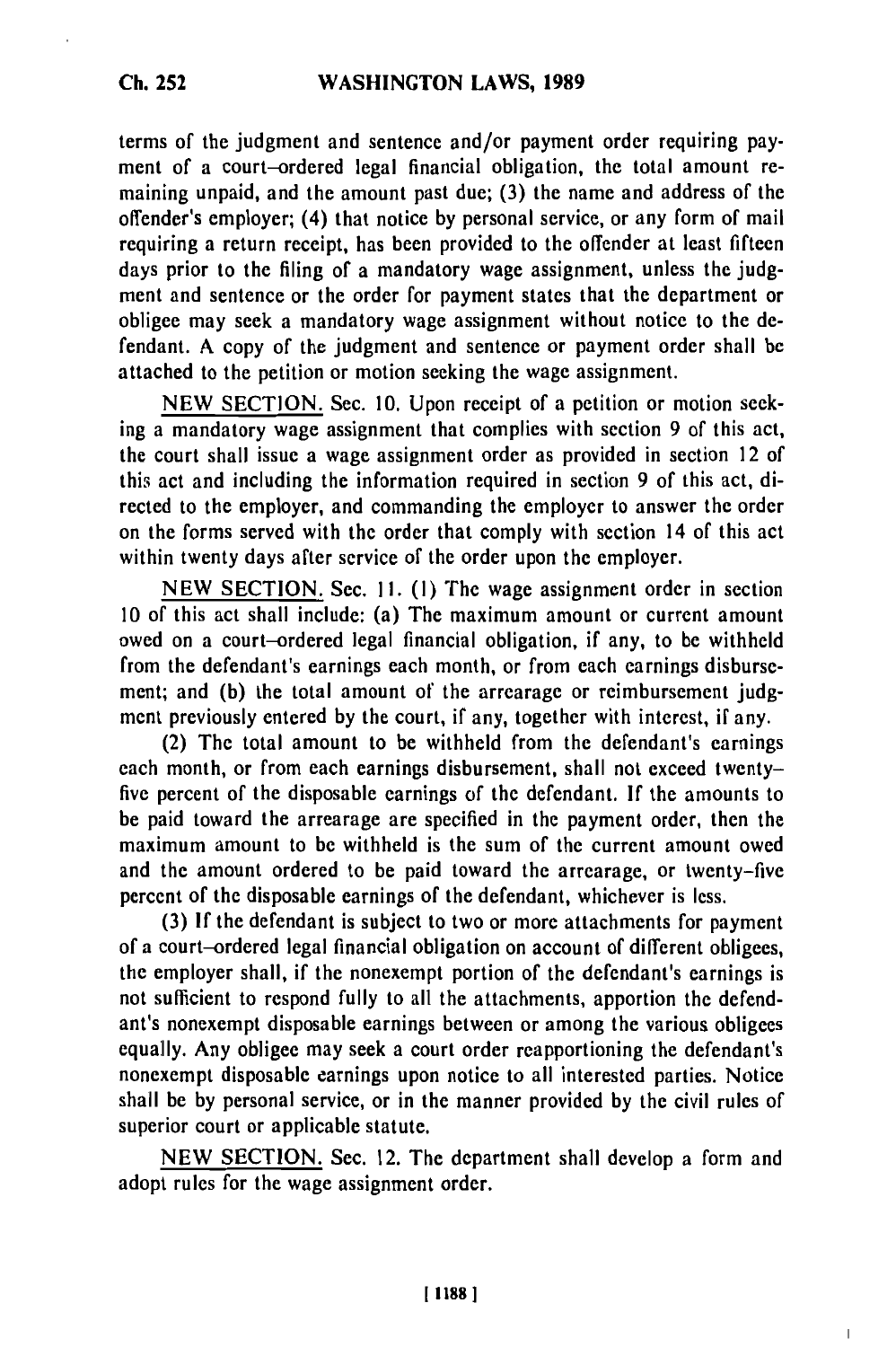terms of the judgment and sentence and/or payment order requiring payment of a court-ordered legal financial obligation, the total amount remaining unpaid, and the amount past due; (3) the name and address of the offender's employer; (4) that notice by personal service, or any form of mail requiring a return receipt, has been provided to the offender at least fifteen days prior to the filing of a mandatory wage assignment, unless the judgment and sentence or the order for payment states that the department or obligee may seek a mandatory wage assignment without notice to the defendant. A copy of the judgment and sentence or payment order shall be attached to the petition or motion seeking the wage assignment.

NEW SECTION. Sec. 10. Upon receipt of a petition or motion seeking a mandatory wage assignment that complies with section 9 of this act, the court shall issue a wage assignment order as provided in section 12 of this act and including the information required in section 9 of this act, directed to the employer, and commanding the employer to answer the order on the forms served with the order that comply with section 14 of this act within twenty days after service of the order upon the employer.

NEW SECTION. Sec. 11. (1) The wage assignment order in section 10 of this act shall include: (a) The maximum amount or current amount owed on a court-ordered legal financial obligation, if any, to be withheld from the defendant's earnings each month, or from each earnings disbursement; and (b) the total amount of the arrearage or reimbursement judgment previously entered by the court, if any, together with interest, if any.

(2) The total amount to be withheld from the defendant's earnings each month, or from each earnings disbursement, shall not exceed twenty-five percent of the disposable earnings of the defendant. If the amounts to be paid toward the arrearage are specified in the payment order, then the maximum amount to be withheld is the sum of the current amount owed and the amount ordered to be paid toward the arrearage, or twenty-five percent of the disposable earnings of the defendant, whichever is less.

(3) If the defendant is subject to two or more attachments for payment of a court-ordered legal financial obligation on account of different obligees, the employer shall, if the nonexempt portion of the defendant's earnings is not sufficient to respond fully to all the attachments, apportion the defendant's nonexempt disposable earnings between or among the various obligees equally. Any obligee may seek a court order reapportioning the defendant's nonexempt disposable earnings upon notice to all interested parties. Notice shall be by personal service, or in the manner provided by the civil rules of superior court or applicable statute.

NEW SECTION. Sec. 12. The department shall develop a form and adopt rules for the wage assignment order.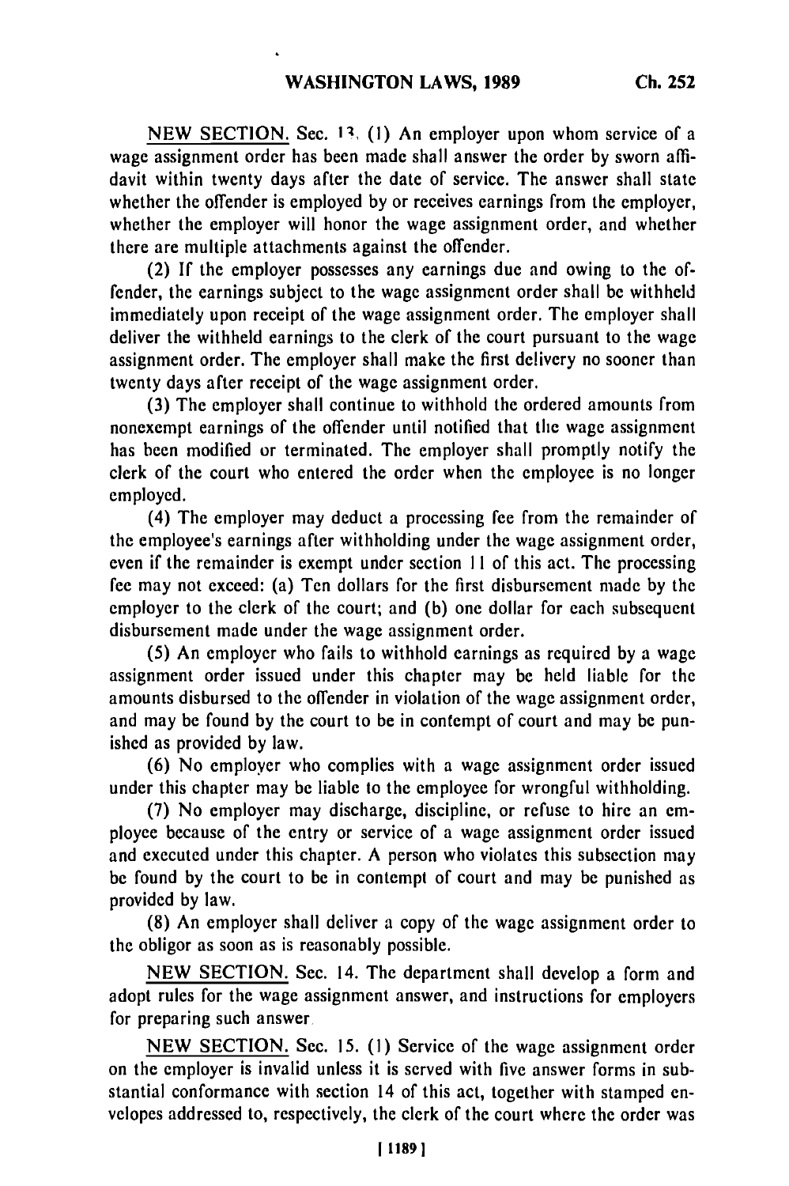NEW SECTION. Sec. 13. (1) An employer upon whom service of a wage assignment order has been made shall answer the order by sworn affidavit within twenty days after the date of service. The answer shall state whether the offender is employed by or receives earnings from the employer, whether the employer will honor the wage assignment order, and whether there are multiple attachments against the offender.

(2) If the employer possesses any earnings due and owing to the offender, the earnings subject to the wage assignment order shall be withheld immediately upon receipt of the wage assignment order. The employer shall deliver the withheld earnings to the clerk of the court pursuant to the wage assignment order. The employer shall make the first delivery no sooner than twenty days after receipt of the wage assignment order.

(3) The employer shall continue to withhold the ordered amounts from nonexempt earnings of the offender until notified that the wage assignment has been modified or terminated. The employer shall promptly notify the clerk of the court who entered the order when the employee is no longer employed.

(4) The employer may deduct a processing fee from the remainder of the employee's earnings after withholding under the wage assignment order, even if the remainder is exempt under section 11 of this act. The processing fee may not exceed: (a) Ten dollars for the first disbursement made by the employer to the clerk of the court; and (b) one dollar for each subsequent disbursement made under the wage assignment order.

(5) An employer who fails to withhold earnings as required by a wage assignment order issued under this chapter may be held liable for the amounts disbursed to the offender in violation of the wage assignment order, and may be found by the court to be in contempt of court and may be punished as provided by law.

(6) No employer who complies with a wage assignment order issued under this chapter may be liable to the employee for wrongful withholding.

(7) No employer may discharge, discipline, or refuse to hire an employee because of the entry or service of a wage assignment order issued and executed under this chapter. A person who violates this subsection may be found by the court to be in contempt of court and may be punished as provided by law.

(8) An employer shall deliver a copy of the wage assignment order to the obligor as soon as is reasonably possible.

NEW SECTION. Sec. 14. The department shall develop a form and adopt rules for the wage assignment answer, and instructions for employers for preparing such answer.

NEW SECTION. Sec. 15. (1) Service of the wage assignment order on the employer is invalid unless it is served with five answer forms in substantial conformance with section 14 of this act, together with stamped envelopes addressed to, respectively, the clerk of the court where the order was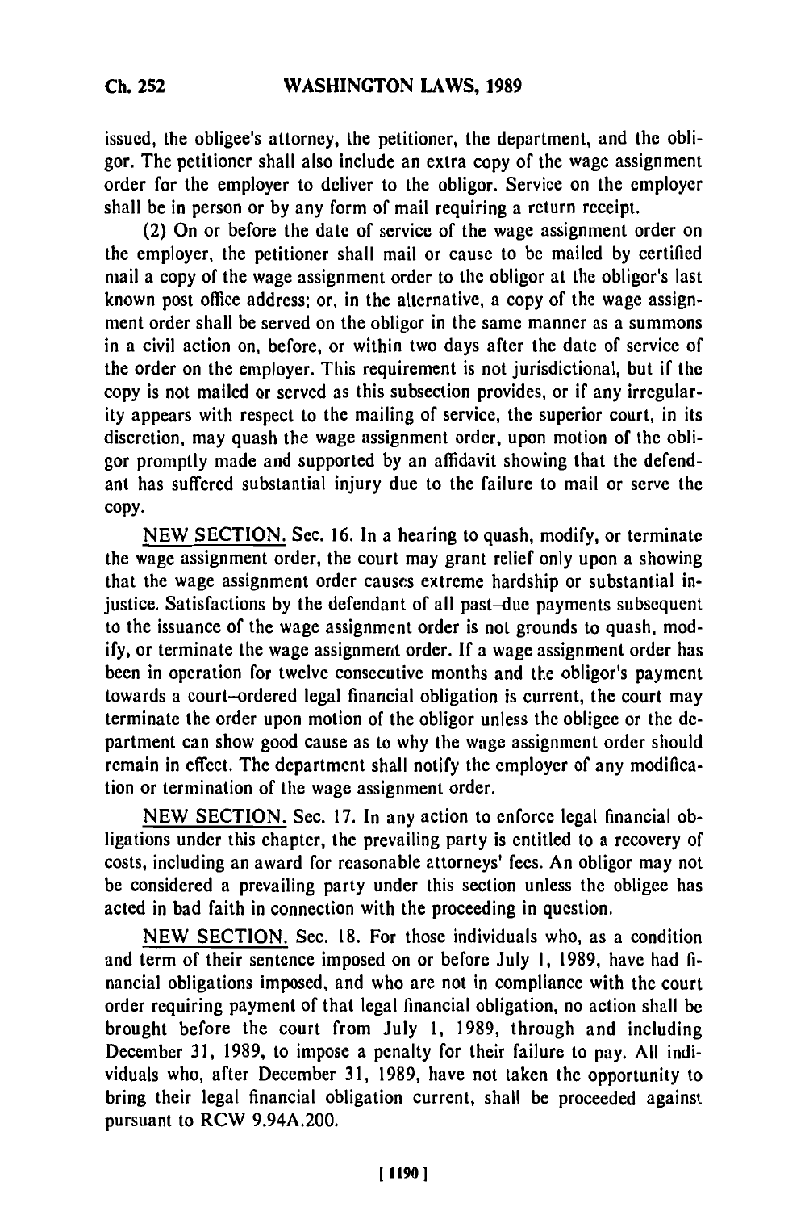issued, the obligee's attorney, the petitioner, the department, and the obligor. The petitioner shall also include an extra copy of the wage assignment order for the employer to deliver to the obligor. Service on the employer shall be in person or by any form of mail requiring a return receipt.

(2) On or before the date of service of the wage assignment order on the employer, the petitioner shall mail or cause to be mailed by certified mail a copy of the wage assignment order to the obligor at the obligor's last known post office address; or, in the alternative, a copy of the wage assignment order shall be served on the obligor in the same manner as a summons in a civil action on, before, or within two days after the date of service of the order on the employer. This requirement is not jurisdictional, but if the copy is not mailed or served as this subsection provides, or if any irregularity appears with respect to the mailing of service, the superior court, in its discretion, may quash the wage assignment order, upon motion of the obligor promptly made and supported by an affidavit showing that the defendant has suffered substantial injury due to the failure to mail or serve the copy.

NEW SECTION. Sec. 16. In a hearing to quash, modify, or terminate the wage assignment order, the court may grant relief only upon a showing that the wage assignment order causes extreme hardship or substantial injustice. Satisfactions by the defendant of all past-due payments subsequent to the issuance of the wage assignment order is not grounds to quash, modify, or terminate the wage assignment order. If a wage assignment order has been in operation for twelve consecutive months and the obligor's payment towards a court-ordered legal financial obligation is current, the court may terminate the order upon motion of the obligor unless the obligee or the department can show good cause as to why the wage assignment order should remain in effect. The department shall notify the employer of any modification or termination of the wage assignment order.

NEW SECTION. Sec. 17. In any action to enforce legal financial obligations under this chapter, the prevailing party is entitled to a recovery of costs, including an award for reasonable attorneys' fees. An obligor may not be considered a prevailing party under this section unless the obligee has acted in bad faith in connection with the proceeding in question.

NEW SECTION. Sec. 18. For those individuals who, as a condition and term of their sentence imposed on or before July 1, 1989, have had financial obligations imposed, and who are not in compliance with the court order requiring payment of that legal financial obligation, no action shall be brought before the court from July 1, 1989, through and including December 31, 1989, to impose a penalty for their failure to pay. All individuals who, after December 31, 1989, have not taken the opportunity to bring their legal financial obligation current, shall be proceeded against pursuant to RCW 9.94A.200.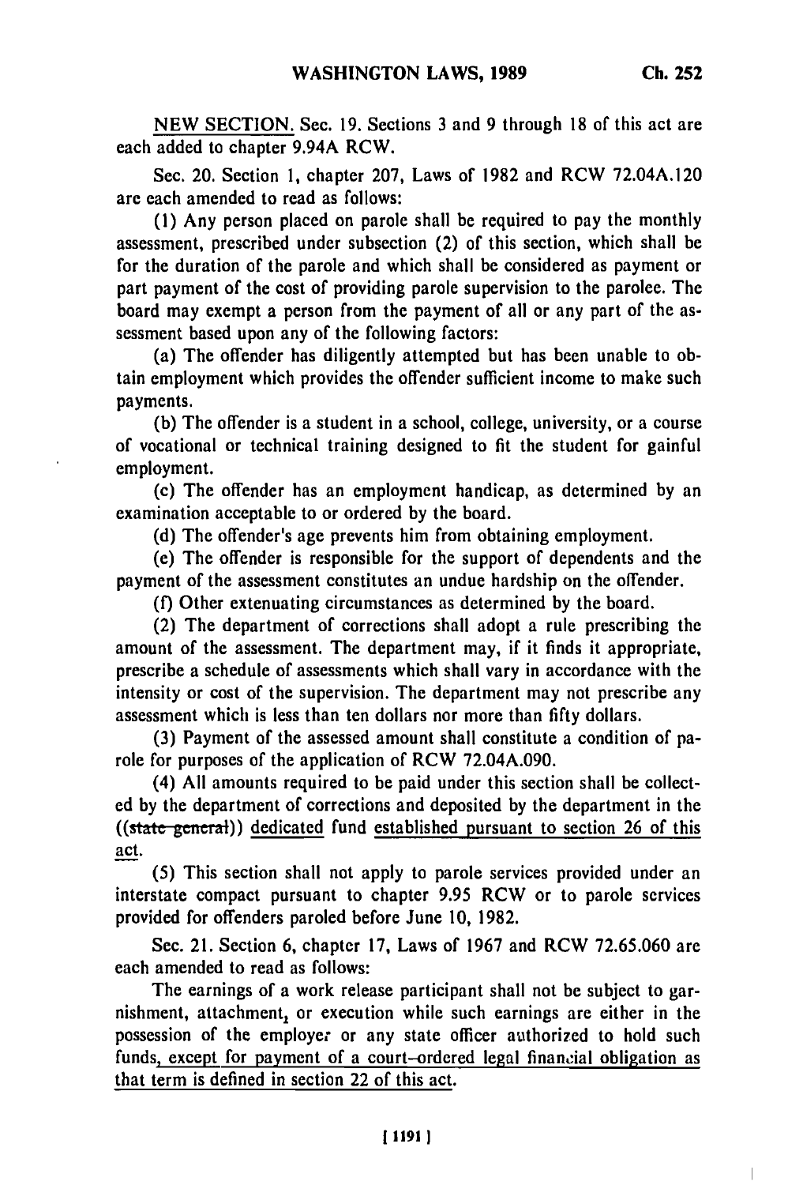NEW SECTION. Sec. 19. Sections 3 and 9 through 18 of this act are each added to chapter 9.94A RCW.

Sec. 20. Section 1, chapter 207, Laws of 1982 and RCW 72.04A.120 are each amended to read as follows:

(1) Any person placed on parole shall be required to pay the monthly assessment, prescribed under subsection (2) of this section, which shall be for the duration of the parole and which shall be considered as payment or part payment of the cost of providing parole supervision to the parolee. The board may exempt a person from the payment of all or any part of the assessment based upon any of the following factors:

(a) The offender has diligently attempted but has been unable to obtain employment which provides the offender sufficient income to make such payments.

(b) The offender is a student in a school, college, university, or a course of vocational or technical training designed to fit the student for gainful employment.

(c) The offender has an employment handicap, as determined by an examination acceptable to or ordered by the board.

(d) The offender's age prevents him from obtaining employment.

(e) The offender is responsible for the support of dependents and the payment of the assessment constitutes an undue hardship on the offender.

(f) Other extenuating circumstances as determined by the board.

(2) The department of corrections shall adopt a rule prescribing the amount of the assessment. The department may, if it finds it appropriate, prescribe a schedule of assessments which shall vary in accordance with the intensity or cost of the supervision. The department may not prescribe any assessment which is less than ten dollars nor more than fifty dollars.

(3) Payment of the assessed amount shall constitute a condition of parole for purposes of the application of RCW 72.04A.090.

(4) All amounts required to be paid under this section shall be collected by the department of corrections and deposited by the department in the ((~~state general~~)) dedicated fund established pursuant to section 26 of this act.

(5) This section shall not apply to parole services provided under an interstate compact pursuant to chapter 9.95 RCW or to parole services provided for offenders paroled before June 10, 1982.

Sec. 21. Section 6, chapter 17, Laws of 1967 and RCW 72.65.060 are each amended to read as follows:

The earnings of a work release participant shall not be subject to garnishment, attachment, or execution while such earnings are either in the possession of the employer or any state officer authorized to hold such funds, except for payment of a court-ordered legal financial obligation as that term is defined in section 22 of this act.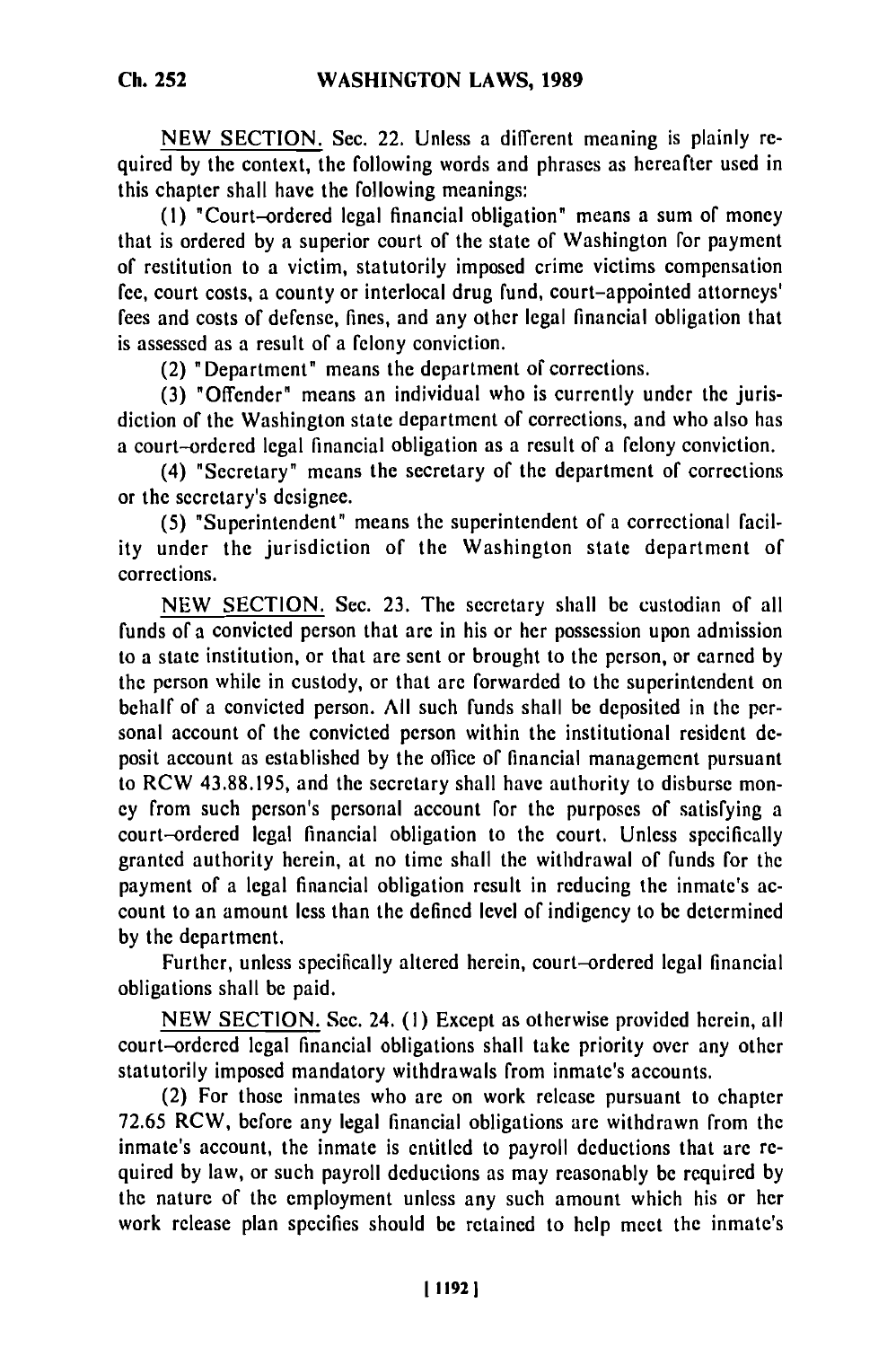NEW SECTION. Sec. 22. Unless a different meaning is plainly required by the context, the following words and phrases as hereafter used in this chapter shall have the following meanings:

(1) "Court-ordered legal financial obligation" means a sum of money that is ordered by a superior court of the state of Washington for payment of restitution to a victim, statutorily imposed crime victims compensation fee, court costs, a county or interlocal drug fund, court-appointed attorneys' fees and costs of defense, fines, and any other legal financial obligation that is assessed as a result of a felony conviction.

(2) "Department" means the department of corrections.

(3) "Offender" means an individual who is currently under the jurisdiction of the Washington state department of corrections, and who also has a court-ordered legal financial obligation as a result of a felony conviction.

(4) "Secretary" means the secretary of the department of corrections or the secretary's designee.

(5) "Superintendent" means the superintendent of a correctional facility under the jurisdiction of the Washington state department of corrections.

NEW SECTION. Sec. 23. The secretary shall be custodian of all funds of a convicted person that are in his or her possession upon admission to a state institution, or that are sent or brought to the person, or earned by the person while in custody, or that are forwarded to the superintendent on behalf of a convicted person. All such funds shall be deposited in the personal account of the convicted person within the institutional resident deposit account as established by the office of financial management pursuant to RCW 43.88.195, and the secretary shall have authority to disburse money from such person's personal account for the purposes of satisfying a court-ordered legal financial obligation to the court. Unless specifically granted authority herein, at no time shall the withdrawal of funds for the payment of a legal financial obligation result in reducing the inmate's account to an amount less than the defined level of indigency to be determined by the department.

Further, unless specifically altered herein, court-ordered legal financial obligations shall be paid.

NEW SECTION. Sec. 24. (1) Except as otherwise provided herein, all court-ordered legal financial obligations shall take priority over any other statutorily imposed mandatory withdrawals from inmate's accounts.

(2) For those inmates who are on work release pursuant to chapter 72.65 RCW, before any legal financial obligations are withdrawn from the inmate's account, the inmate is entitled to payroll deductions that are required by law, or such payroll deductions as may reasonably be required by the nature of the employment unless any such amount which his or her work release plan specifies should be retained to help meet the inmate's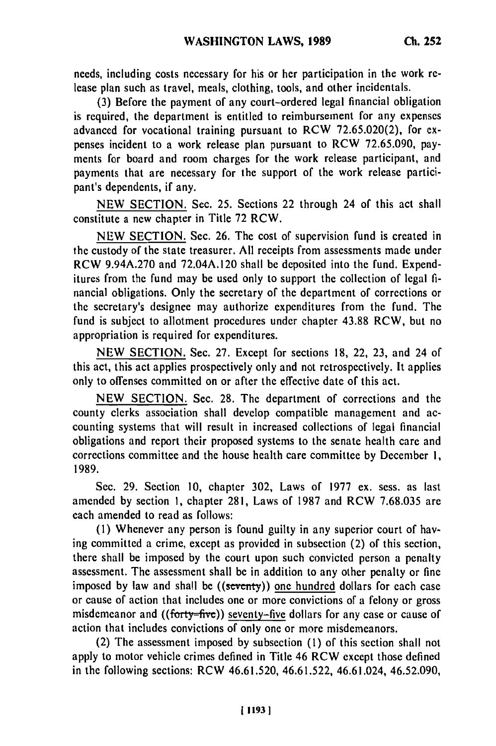needs, including costs necessary for his or her participation in the work release plan such as travel, meals, clothing, tools, and other incidentals.

(3) Before the payment of any court-ordered legal financial obligation is required, the department is entitled to reimbursement for any expenses advanced for vocational training pursuant to RCW 72.65.020(2), for expenses incident to a work release plan pursuant to RCW 72.65.090, payments for board and room charges for the work release participant, and payments that are necessary for the support of the work release participant's dependents, if any.

NEW SECTION. Sec. 25. Sections 22 through 24 of this act shall constitute a new chapter in Title 72 RCW.

NEW SECTION. Sec. 26. The cost of supervision fund is created in the custody of the state treasurer. All receipts from assessments made under RCW 9.94A.270 and 72.04A.120 shall be deposited into the fund. Expenditures from the fund may be used only to support the collection of legal financial obligations. Only the secretary of the department of corrections or the secretary's designee may authorize expenditures from the fund. The fund is subject to allotment procedures under chapter 43.88 RCW, but no appropriation is required for expenditures.

NEW SECTION. Sec. 27. Except for sections 18, 22, 23, and 24 of this act, this act applies prospectively only and not retrospectively. It applies only to offenses committed on or after the effective date of this act.

NEW SECTION. Sec. 28. The department of corrections and the county clerks association shall develop compatible management and accounting systems that will result in increased collections of legal financial obligations and report their proposed systems to the senate health care and corrections committee and the house health care committee by December 1, 1989.

Sec. 29. Section 10, chapter 302, Laws of 1977 ex. sess. as last amended by section 1, chapter 281, Laws of 1987 and RCW 7.68.035 are each amended to read as follows:

(1) Whenever any person is found guilty in any superior court of having committed a crime, except as provided in subsection (2) of this section, there shall be imposed by the court upon such convicted person a penalty assessment. The assessment shall be in addition to any other penalty or fine imposed by law and shall be ((~~seventy~~)) one hundred dollars for each case or cause of action that includes one or more convictions of a felony or gross misdemeanor and ((~~forty-five~~)) seventy-five dollars for any case or cause of action that includes convictions of only one or more misdemeanors.

(2) The assessment imposed by subsection (1) of this section shall not apply to motor vehicle crimes defined in Title 46 RCW except those defined in the following sections: RCW 46.61.520, 46.61.522, 46.61.024, 46.52.090,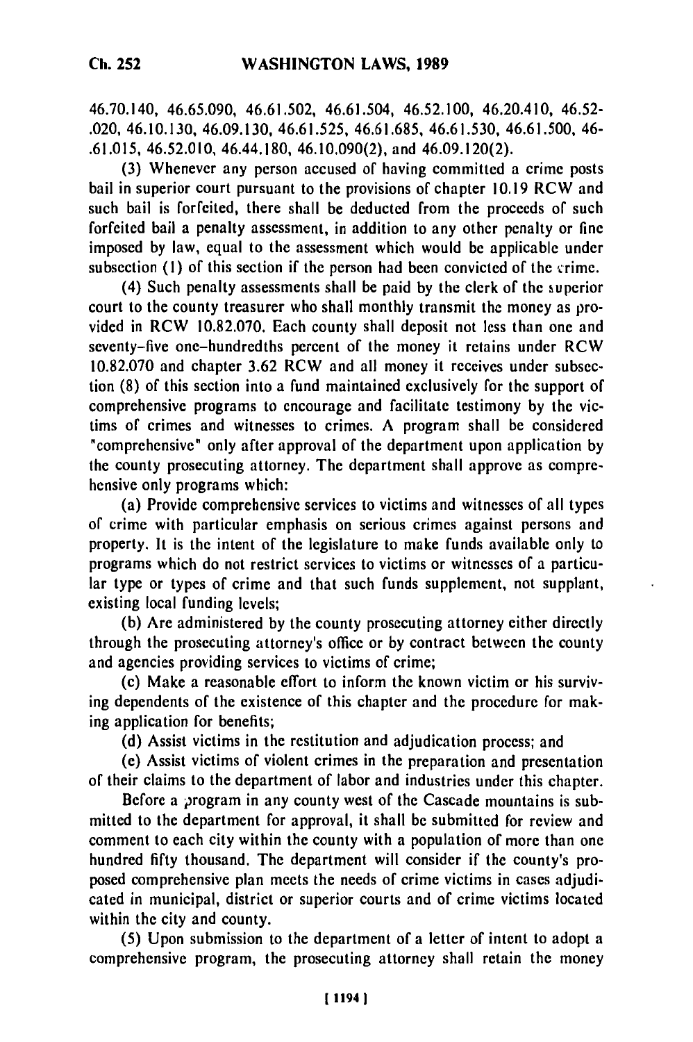46.70.140, 46.65.090, 46.61.502, 46.61.504, 46.52.100, 46.20.410, 46.52-.020, 46.10.130, 46.09.130, 46.61.525, 46.61.685, 46.61.530, 46.61.500, 46-.61.015, 46.52.010, 46.44.180, 46.10.090(2), and 46.09.120(2).

(3) Whenever any person accused of having committed a crime posts bail in superior court pursuant to the provisions of chapter 10.19 RCW and such bail is forfeited, there shall be deducted from the proceeds of such forfeited bail a penalty assessment, in addition to any other penalty or fine imposed by law, equal to the assessment which would be applicable under subsection (1) of this section if the person had been convicted of the crime.

(4) Such penalty assessments shall be paid by the clerk of the superior court to the county treasurer who shall monthly transmit the money as provided in RCW 10.82.070. Each county shall deposit not less than one and seventy-five one-hundredths percent of the money it retains under RCW 10.82.070 and chapter 3.62 RCW and all money it receives under subsection (8) of this section into a fund maintained exclusively for the support of comprehensive programs to encourage and facilitate testimony by the victims of crimes and witnesses to crimes. A program shall be considered "comprehensive" only after approval of the department upon application by the county prosecuting attorney. The department shall approve as comprehensive only programs which:

(a) Provide comprehensive services to victims and witnesses of all types of crime with particular emphasis on serious crimes against persons and property. It is the intent of the legislature to make funds available only to programs which do not restrict services to victims or witnesses of a particular type or types of crime and that such funds supplement, not supplant, existing local funding levels;

(b) Are administered by the county prosecuting attorney either directly through the prosecuting attorney's office or by contract between the county and agencies providing services to victims of crime;

(c) Make a reasonable effort to inform the known victim or his surviving dependents of the existence of this chapter and the procedure for making application for benefits;

(d) Assist victims in the restitution and adjudication process; and

(e) Assist victims of violent crimes in the preparation and presentation of their claims to the department of labor and industries under this chapter.

Before a program in any county west of the Cascade mountains is submitted to the department for approval, it shall be submitted for review and comment to each city within the county with a population of more than one hundred fifty thousand. The department will consider if the county's proposed comprehensive plan meets the needs of crime victims in cases adjudicated in municipal, district or superior courts and of crime victims located within the city and county.

(5) Upon submission to the department of a letter of intent to adopt a comprehensive program, the prosecuting attorney shall retain the money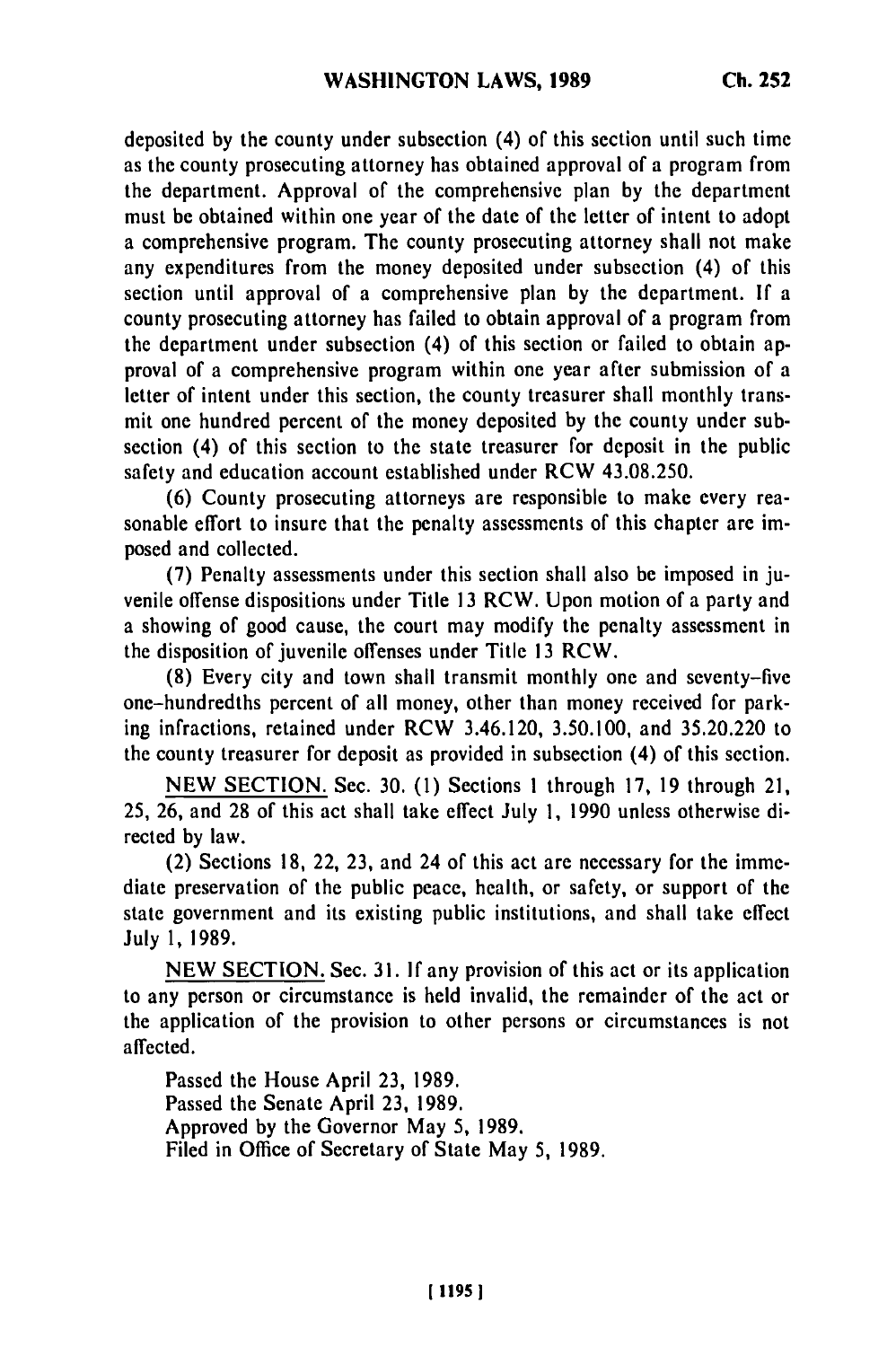deposited by the county under subsection (4) of this section until such time as the county prosecuting attorney has obtained approval of a program from the department. Approval of the comprehensive plan by the department must be obtained within one year of the date of the letter of intent to adopt a comprehensive program. The county prosecuting attorney shall not make any expenditures from the money deposited under subsection (4) of this section until approval of a comprehensive plan by the department. If a county prosecuting attorney has failed to obtain approval of a program from the department under subsection (4) of this section or failed to obtain approval of a comprehensive program within one year after submission of a letter of intent under this section, the county treasurer shall monthly transmit one hundred percent of the money deposited by the county under subsection (4) of this section to the state treasurer for deposit in the public safety and education account established under RCW 43.08.250.

(6) County prosecuting attorneys are responsible to make every reasonable effort to insure that the penalty assessments of this chapter are imposed and collected.

(7) Penalty assessments under this section shall also be imposed in juvenile offense dispositions under Title 13 RCW. Upon motion of a party and a showing of good cause, the court may modify the penalty assessment in the disposition of juvenile offenses under Title 13 RCW.

(8) Every city and town shall transmit monthly one and seventy-five one-hundredths percent of all money, other than money received for parking infractions, retained under RCW 3.46.120, 3.50.100, and 35.20.220 to the county treasurer for deposit as provided in subsection (4) of this section.

NEW SECTION. Sec. 30. (1) Sections 1 through 17, 19 through 21, 25, 26, and 28 of this act shall take effect July 1, 1990 unless otherwise directed by law.

(2) Sections 18, 22, 23, and 24 of this act are necessary for the immediate preservation of the public peace, health, or safety, or support of the state government and its existing public institutions, and shall take effect July 1, 1989.

NEW SECTION. Sec. 31. If any provision of this act or its application to any person or circumstance is held invalid, the remainder of the act or the application of the provision to other persons or circumstances is not affected.

Passed the House April 23, 1989.
Passed the Senate April 23, 1989.
Approved by the Governor May 5, 1989.
Filed in Office of Secretary of State May 5, 1989.